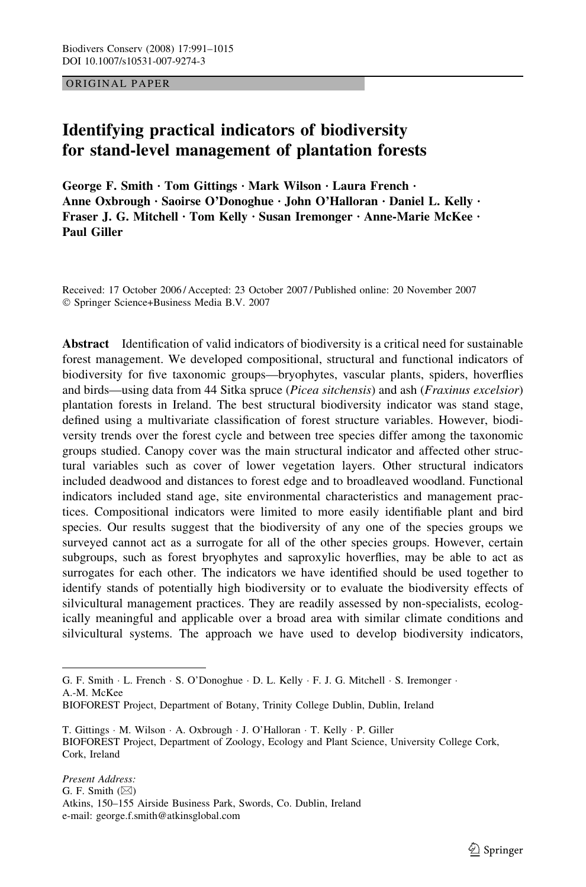ORIGINAL PAPER

# Identifying practical indicators of biodiversity for stand-level management of plantation forests

**George F. Smith · Tom Gittings · Mark Wilson · Laura French · Anne Oxbrough · Saoirse O'Donoghue · John O'Halloran · Daniel L. Kelly · Fraser J. G. Mitchell · Tom Kelly · Susan Iremonger · Anne-Marie McKee · Paul Giller**

Received: 17 October 2006 / Accepted: 23 October 2007 / Published online: 20 November 2007
© Springer Science+Business Media B.V. 2007

**Abstract** Identification of valid indicators of biodiversity is a critical need for sustainable forest management. We developed compositional, structural and functional indicators of biodiversity for five taxonomic groups—bryophytes, vascular plants, spiders, hoverflies and birds—using data from 44 Sitka spruce (*Picea sitchensis*) and ash (*Fraxinus excelsior*) plantation forests in Ireland. The best structural biodiversity indicator was stand stage, defined using a multivariate classification of forest structure variables. However, biodiversity trends over the forest cycle and between tree species differ among the taxonomic groups studied. Canopy cover was the main structural indicator and affected other structural variables such as cover of lower vegetation layers. Other structural indicators included deadwood and distances to forest edge and to broadleaved woodland. Functional indicators included stand age, site environmental characteristics and management practices. Compositional indicators were limited to more easily identifiable plant and bird species. Our results suggest that the biodiversity of any one of the species groups we surveyed cannot act as a surrogate for all of the other species groups. However, certain subgroups, such as forest bryophytes and saproxylic hoverflies, may be able to act as surrogates for each other. The indicators we have identified should be used together to identify stands of potentially high biodiversity or to evaluate the biodiversity effects of silvicultural management practices. They are readily assessed by non-specialists, ecologically meaningful and applicable over a broad area with similar climate conditions and silvicultural systems. The approach we have used to develop biodiversity indicators,

---

G. F. Smith · L. French · S. O'Donoghue · D. L. Kelly · F. J. G. Mitchell · S. Iremonger · A.-M. McKee
BIOFOREST Project, Department of Botany, Trinity College Dublin, Dublin, Ireland

T. Gittings · M. Wilson · A. Oxbrough · J. O'Halloran · T. Kelly · P. Giller
BIOFOREST Project, Department of Zoology, Ecology and Plant Science, University College Cork, Cork, Ireland

*Present Address:*
G. F. Smith (✉)
Atkins, 150–155 Airside Business Park, Swords, Co. Dublin, Ireland
e-mail: george.f.smith@atkinsglobal.com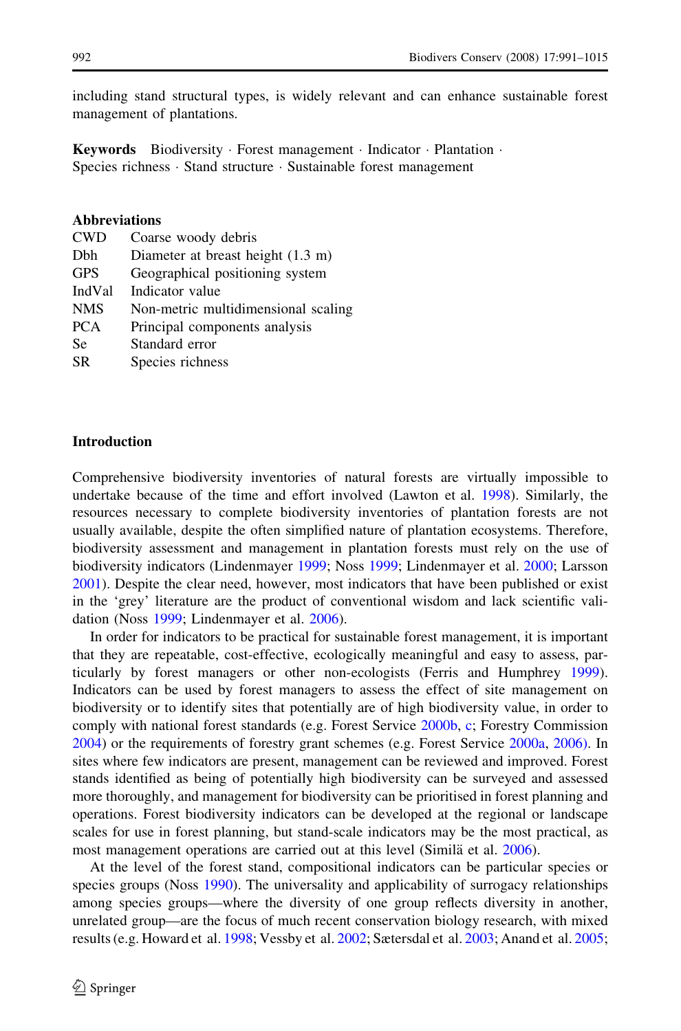including stand structural types, is widely relevant and can enhance sustainable forest management of plantations.

**Keywords** Biodiversity · Forest management · Indicator · Plantation · Species richness · Stand structure · Sustainable forest management

**Abbreviations**

| | |
|---|---|
| CWD | Coarse woody debris |
| Dbh | Diameter at breast height (1.3 m) |
| GPS | Geographical positioning system |
| IndVal | Indicator value |
| NMS | Non-metric multidimensional scaling |
| PCA | Principal components analysis |
| Se | Standard error |
| SR | Species richness |

## Introduction

Comprehensive biodiversity inventories of natural forests are virtually impossible to undertake because of the time and effort involved (Lawton et al. 1998). Similarly, the resources necessary to complete biodiversity inventories of plantation forests are not usually available, despite the often simplified nature of plantation ecosystems. Therefore, biodiversity assessment and management in plantation forests must rely on the use of biodiversity indicators (Lindenmayer 1999; Noss 1999; Lindenmayer et al. 2000; Larsson 2001). Despite the clear need, however, most indicators that have been published or exist in the 'grey' literature are the product of conventional wisdom and lack scientific validation (Noss 1999; Lindenmayer et al. 2006).

In order for indicators to be practical for sustainable forest management, it is important that they are repeatable, cost-effective, ecologically meaningful and easy to assess, particularly by forest managers or other non-ecologists (Ferris and Humphrey 1999). Indicators can be used by forest managers to assess the effect of site management on biodiversity or to identify sites that potentially are of high biodiversity value, in order to comply with national forest standards (e.g. Forest Service 2000b, c; Forestry Commission 2004) or the requirements of forestry grant schemes (e.g. Forest Service 2000a, 2006). In sites where few indicators are present, management can be reviewed and improved. Forest stands identified as being of potentially high biodiversity can be surveyed and assessed more thoroughly, and management for biodiversity can be prioritised in forest planning and operations. Forest biodiversity indicators can be developed at the regional or landscape scales for use in forest planning, but stand-scale indicators may be the most practical, as most management operations are carried out at this level (Similä et al. 2006).

At the level of the forest stand, compositional indicators can be particular species or species groups (Noss 1990). The universality and applicability of surrogacy relationships among species groups—where the diversity of one group reflects diversity in another, unrelated group—are the focus of much recent conservation biology research, with mixed results (e.g. Howard et al. 1998; Vessby et al. 2002; Sætersdal et al. 2003; Anand et al. 2005;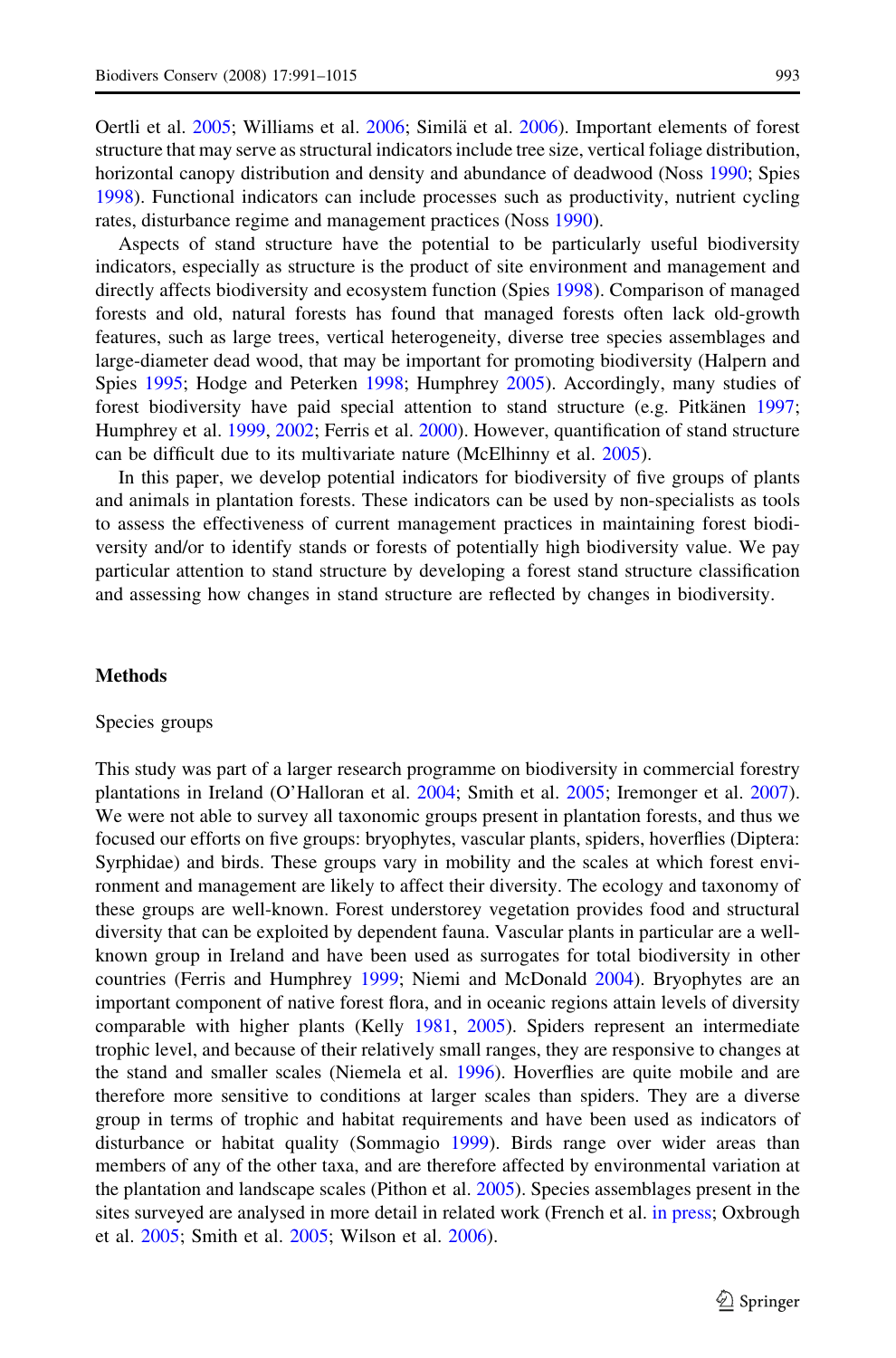Oertli et al. 2005; Williams et al. 2006; Similä et al. 2006). Important elements of forest structure that may serve as structural indicators include tree size, vertical foliage distribution, horizontal canopy distribution and density and abundance of deadwood (Noss 1990; Spies 1998). Functional indicators can include processes such as productivity, nutrient cycling rates, disturbance regime and management practices (Noss 1990).

Aspects of stand structure have the potential to be particularly useful biodiversity indicators, especially as structure is the product of site environment and management and directly affects biodiversity and ecosystem function (Spies 1998). Comparison of managed forests and old, natural forests has found that managed forests often lack old-growth features, such as large trees, vertical heterogeneity, diverse tree species assemblages and large-diameter dead wood, that may be important for promoting biodiversity (Halpern and Spies 1995; Hodge and Peterken 1998; Humphrey 2005). Accordingly, many studies of forest biodiversity have paid special attention to stand structure (e.g. Pitkänen 1997; Humphrey et al. 1999, 2002; Ferris et al. 2000). However, quantification of stand structure can be difficult due to its multivariate nature (McElhinny et al. 2005).

In this paper, we develop potential indicators for biodiversity of five groups of plants and animals in plantation forests. These indicators can be used by non-specialists as tools to assess the effectiveness of current management practices in maintaining forest biodiversity and/or to identify stands or forests of potentially high biodiversity value. We pay particular attention to stand structure by developing a forest stand structure classification and assessing how changes in stand structure are reflected by changes in biodiversity.

## Methods

### Species groups

This study was part of a larger research programme on biodiversity in commercial forestry plantations in Ireland (O'Halloran et al. 2004; Smith et al. 2005; Iremonger et al. 2007). We were not able to survey all taxonomic groups present in plantation forests, and thus we focused our efforts on five groups: bryophytes, vascular plants, spiders, hoverflies (Diptera: Syrphidae) and birds. These groups vary in mobility and the scales at which forest environment and management are likely to affect their diversity. The ecology and taxonomy of these groups are well-known. Forest understorey vegetation provides food and structural diversity that can be exploited by dependent fauna. Vascular plants in particular are a well-known group in Ireland and have been used as surrogates for total biodiversity in other countries (Ferris and Humphrey 1999; Niemi and McDonald 2004). Bryophytes are an important component of native forest flora, and in oceanic regions attain levels of diversity comparable with higher plants (Kelly 1981, 2005). Spiders represent an intermediate trophic level, and because of their relatively small ranges, they are responsive to changes at the stand and smaller scales (Niemela et al. 1996). Hoverflies are quite mobile and are therefore more sensitive to conditions at larger scales than spiders. They are a diverse group in terms of trophic and habitat requirements and have been used as indicators of disturbance or habitat quality (Sommagio 1999). Birds range over wider areas than members of any of the other taxa, and are therefore affected by environmental variation at the plantation and landscape scales (Pithon et al. 2005). Species assemblages present in the sites surveyed are analysed in more detail in related work (French et al. in press; Oxbrough et al. 2005; Smith et al. 2005; Wilson et al. 2006).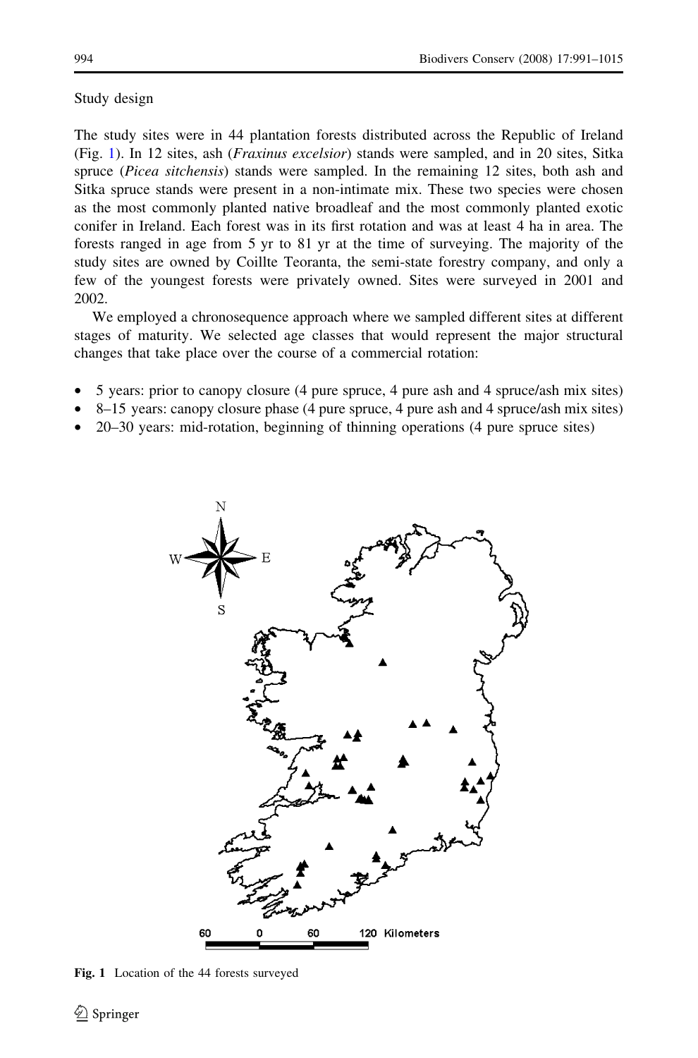Study design

The study sites were in 44 plantation forests distributed across the Republic of Ireland (Fig. 1). In 12 sites, ash (*Fraxinus excelsior*) stands were sampled, and in 20 sites, Sitka spruce (*Picea sitchensis*) stands were sampled. In the remaining 12 sites, both ash and Sitka spruce stands were present in a non-intimate mix. These two species were chosen as the most commonly planted native broadleaf and the most commonly planted exotic conifer in Ireland. Each forest was in its first rotation and was at least 4 ha in area. The forests ranged in age from 5 yr to 81 yr at the time of surveying. The majority of the study sites are owned by Coillte Teoranta, the semi-state forestry company, and only a few of the youngest forests were privately owned. Sites were surveyed in 2001 and 2002.

We employed a chronosequence approach where we sampled different sites at different stages of maturity. We selected age classes that would represent the major structural changes that take place over the course of a commercial rotation:

- 5 years: prior to canopy closure (4 pure spruce, 4 pure ash and 4 spruce/ash mix sites)
- 8–15 years: canopy closure phase (4 pure spruce, 4 pure ash and 4 spruce/ash mix sites)
- 20–30 years: mid-rotation, beginning of thinning operations (4 pure spruce sites)

**Fig. 1** Location of the 44 forests surveyed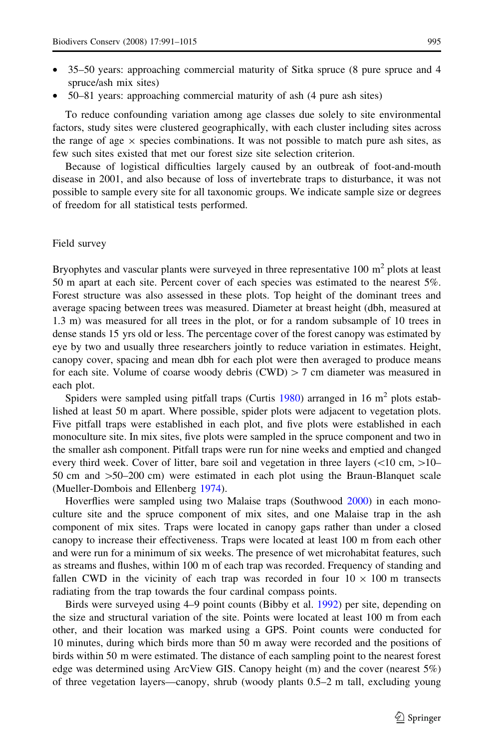- 35–50 years: approaching commercial maturity of Sitka spruce (8 pure spruce and 4 spruce/ash mix sites)
- 50–81 years: approaching commercial maturity of ash (4 pure ash sites)

To reduce confounding variation among age classes due solely to site environmental factors, study sites were clustered geographically, with each cluster including sites across the range of age × species combinations. It was not possible to match pure ash sites, as few such sites existed that met our forest size site selection criterion.

Because of logistical difficulties largely caused by an outbreak of foot-and-mouth disease in 2001, and also because of loss of invertebrate traps to disturbance, it was not possible to sample every site for all taxonomic groups. We indicate sample size or degrees of freedom for all statistical tests performed.

## Field survey

Bryophytes and vascular plants were surveyed in three representative 100 $m^2$ plots at least 50 m apart at each site. Percent cover of each species was estimated to the nearest 5%. Forest structure was also assessed in these plots. Top height of the dominant trees and average spacing between trees was measured. Diameter at breast height (dbh, measured at 1.3 m) was measured for all trees in the plot, or for a random subsample of 10 trees in dense stands 15 yrs old or less. The percentage cover of the forest canopy was estimated by eye by two and usually three researchers jointly to reduce variation in estimates. Height, canopy cover, spacing and mean dbh for each plot were then averaged to produce means for each site. Volume of coarse woody debris (CWD) > 7 cm diameter was measured in each plot.

Spiders were sampled using pitfall traps (Curtis 1980) arranged in 16 $m^2$ plots established at least 50 m apart. Where possible, spider plots were adjacent to vegetation plots. Five pitfall traps were established in each plot, and five plots were established in each monoculture site. In mix sites, five plots were sampled in the spruce component and two in the smaller ash component. Pitfall traps were run for nine weeks and emptied and changed every third week. Cover of litter, bare soil and vegetation in three layers (<10 cm, >10–50 cm and >50–200 cm) were estimated in each plot using the Braun-Blanquet scale (Mueller-Dombois and Ellenberg 1974).

Hoverflies were sampled using two Malaise traps (Southwood 2000) in each monoculture site and the spruce component of mix sites, and one Malaise trap in the ash component of mix sites. Traps were located in canopy gaps rather than under a closed canopy to increase their effectiveness. Traps were located at least 100 m from each other and were run for a minimum of six weeks. The presence of wet microhabitat features, such as streams and flushes, within 100 m of each trap was recorded. Frequency of standing and fallen CWD in the vicinity of each trap was recorded in four 10 × 100 m transects radiating from the trap towards the four cardinal compass points.

Birds were surveyed using 4–9 point counts (Bibby et al. 1992) per site, depending on the size and structural variation of the site. Points were located at least 100 m from each other, and their location was marked using a GPS. Point counts were conducted for 10 minutes, during which birds more than 50 m away were recorded and the positions of birds within 50 m were estimated. The distance of each sampling point to the nearest forest edge was determined using ArcView GIS. Canopy height (m) and the cover (nearest 5%) of three vegetation layers—canopy, shrub (woody plants 0.5–2 m tall, excluding young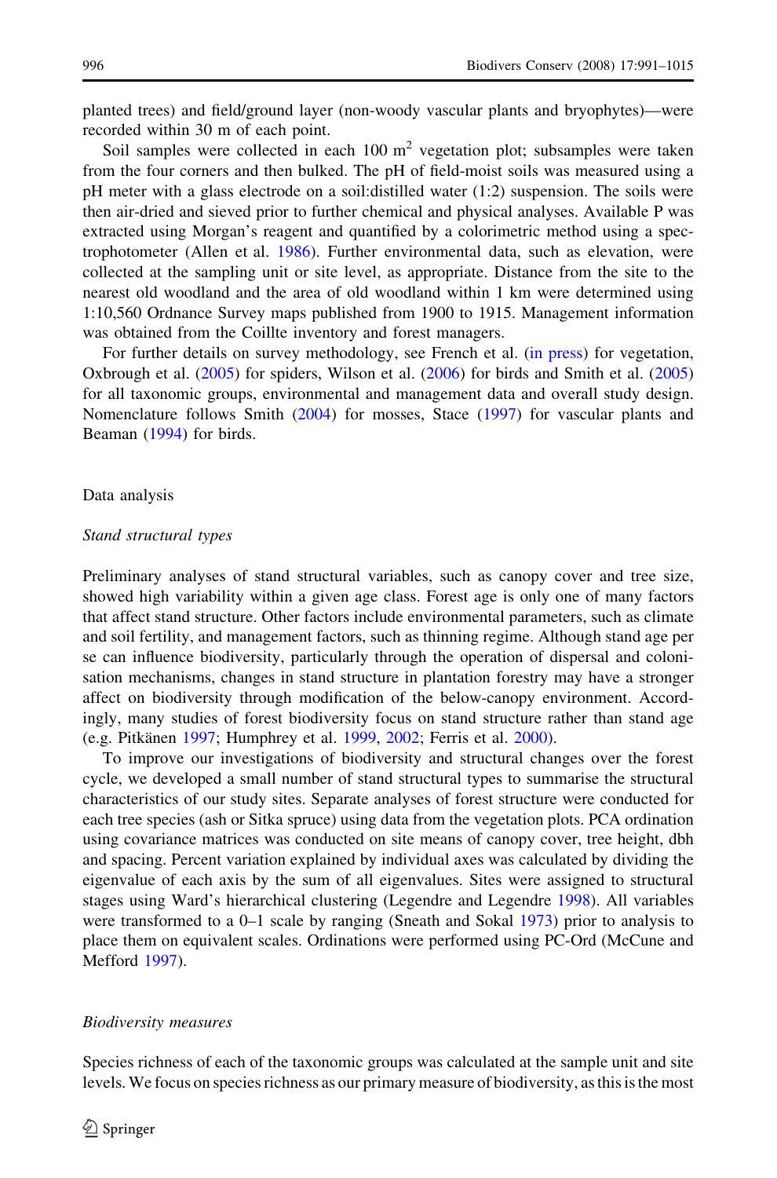planted trees) and field/ground layer (non-woody vascular plants and bryophytes)—were recorded within 30 m of each point.

Soil samples were collected in each 100 $m^2$ vegetation plot; subsamples were taken from the four corners and then bulked. The pH of field-moist soils was measured using a pH meter with a glass electrode on a soil:distilled water (1:2) suspension. The soils were then air-dried and sieved prior to further chemical and physical analyses. Available P was extracted using Morgan's reagent and quantified by a colorimetric method using a spectrophotometer (Allen et al. 1986). Further environmental data, such as elevation, were collected at the sampling unit or site level, as appropriate. Distance from the site to the nearest old woodland and the area of old woodland within 1 km were determined using 1:10,560 Ordnance Survey maps published from 1900 to 1915. Management information was obtained from the Coillte inventory and forest managers.

For further details on survey methodology, see French et al. (in press) for vegetation, Oxbrough et al. (2005) for spiders, Wilson et al. (2006) for birds and Smith et al. (2005) for all taxonomic groups, environmental and management data and overall study design. Nomenclature follows Smith (2004) for mosses, Stace (1997) for vascular plants and Beaman (1994) for birds.

## Data analysis

### *Stand structural types*

Preliminary analyses of stand structural variables, such as canopy cover and tree size, showed high variability within a given age class. Forest age is only one of many factors that affect stand structure. Other factors include environmental parameters, such as climate and soil fertility, and management factors, such as thinning regime. Although stand age per se can influence biodiversity, particularly through the operation of dispersal and colonisation mechanisms, changes in stand structure in plantation forestry may have a stronger affect on biodiversity through modification of the below-canopy environment. Accordingly, many studies of forest biodiversity focus on stand structure rather than stand age (e.g. Pitkänen 1997; Humphrey et al. 1999, 2002; Ferris et al. 2000).

To improve our investigations of biodiversity and structural changes over the forest cycle, we developed a small number of stand structural types to summarise the structural characteristics of our study sites. Separate analyses of forest structure were conducted for each tree species (ash or Sitka spruce) using data from the vegetation plots. PCA ordination using covariance matrices was conducted on site means of canopy cover, tree height, dbh and spacing. Percent variation explained by individual axes was calculated by dividing the eigenvalue of each axis by the sum of all eigenvalues. Sites were assigned to structural stages using Ward's hierarchical clustering (Legendre and Legendre 1998). All variables were transformed to a 0–1 scale by ranging (Sneath and Sokal 1973) prior to analysis to place them on equivalent scales. Ordinations were performed using PC-Ord (McCune and Mefford 1997).

### *Biodiversity measures*

Species richness of each of the taxonomic groups was calculated at the sample unit and site levels. We focus on species richness as our primary measure of biodiversity, as this is the most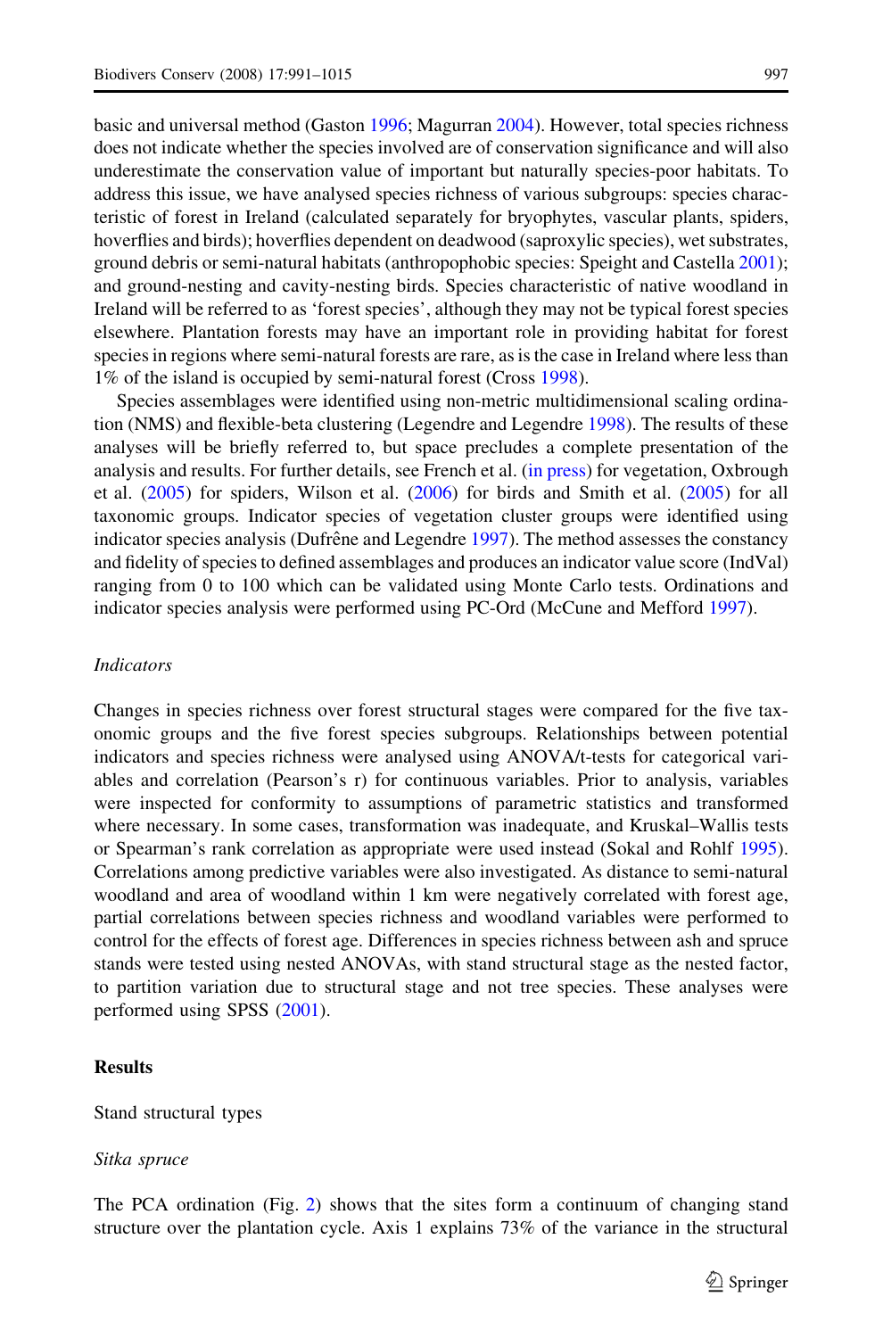basic and universal method (Gaston 1996; Magurran 2004). However, total species richness does not indicate whether the species involved are of conservation significance and will also underestimate the conservation value of important but naturally species-poor habitats. To address this issue, we have analysed species richness of various subgroups: species characteristic of forest in Ireland (calculated separately for bryophytes, vascular plants, spiders, hoverflies and birds); hoverflies dependent on deadwood (saproxylic species), wet substrates, ground debris or semi-natural habitats (anthropophobic species: Speight and Castella 2001); and ground-nesting and cavity-nesting birds. Species characteristic of native woodland in Ireland will be referred to as 'forest species', although they may not be typical forest species elsewhere. Plantation forests may have an important role in providing habitat for forest species in regions where semi-natural forests are rare, as is the case in Ireland where less than 1% of the island is occupied by semi-natural forest (Cross 1998).

Species assemblages were identified using non-metric multidimensional scaling ordination (NMS) and flexible-beta clustering (Legendre and Legendre 1998). The results of these analyses will be briefly referred to, but space precludes a complete presentation of the analysis and results. For further details, see French et al. (in press) for vegetation, Oxbrough et al. (2005) for spiders, Wilson et al. (2006) for birds and Smith et al. (2005) for all taxonomic groups. Indicator species of vegetation cluster groups were identified using indicator species analysis (Dufrêne and Legendre 1997). The method assesses the constancy and fidelity of species to defined assemblages and produces an indicator value score (IndVal) ranging from 0 to 100 which can be validated using Monte Carlo tests. Ordinations and indicator species analysis were performed using PC-Ord (McCune and Mefford 1997).

### *Indicators*

Changes in species richness over forest structural stages were compared for the five taxonomic groups and the five forest species subgroups. Relationships between potential indicators and species richness were analysed using ANOVA/t-tests for categorical variables and correlation (Pearson's r) for continuous variables. Prior to analysis, variables were inspected for conformity to assumptions of parametric statistics and transformed where necessary. In some cases, transformation was inadequate, and Kruskal–Wallis tests or Spearman's rank correlation as appropriate were used instead (Sokal and Rohlf 1995). Correlations among predictive variables were also investigated. As distance to semi-natural woodland and area of woodland within 1 km were negatively correlated with forest age, partial correlations between species richness and woodland variables were performed to control for the effects of forest age. Differences in species richness between ash and spruce stands were tested using nested ANOVAs, with stand structural stage as the nested factor, to partition variation due to structural stage and not tree species. These analyses were performed using SPSS (2001).

## Results

### Stand structural types

#### *Sitka spruce*

The PCA ordination (Fig. 2) shows that the sites form a continuum of changing stand structure over the plantation cycle. Axis 1 explains 73% of the variance in the structural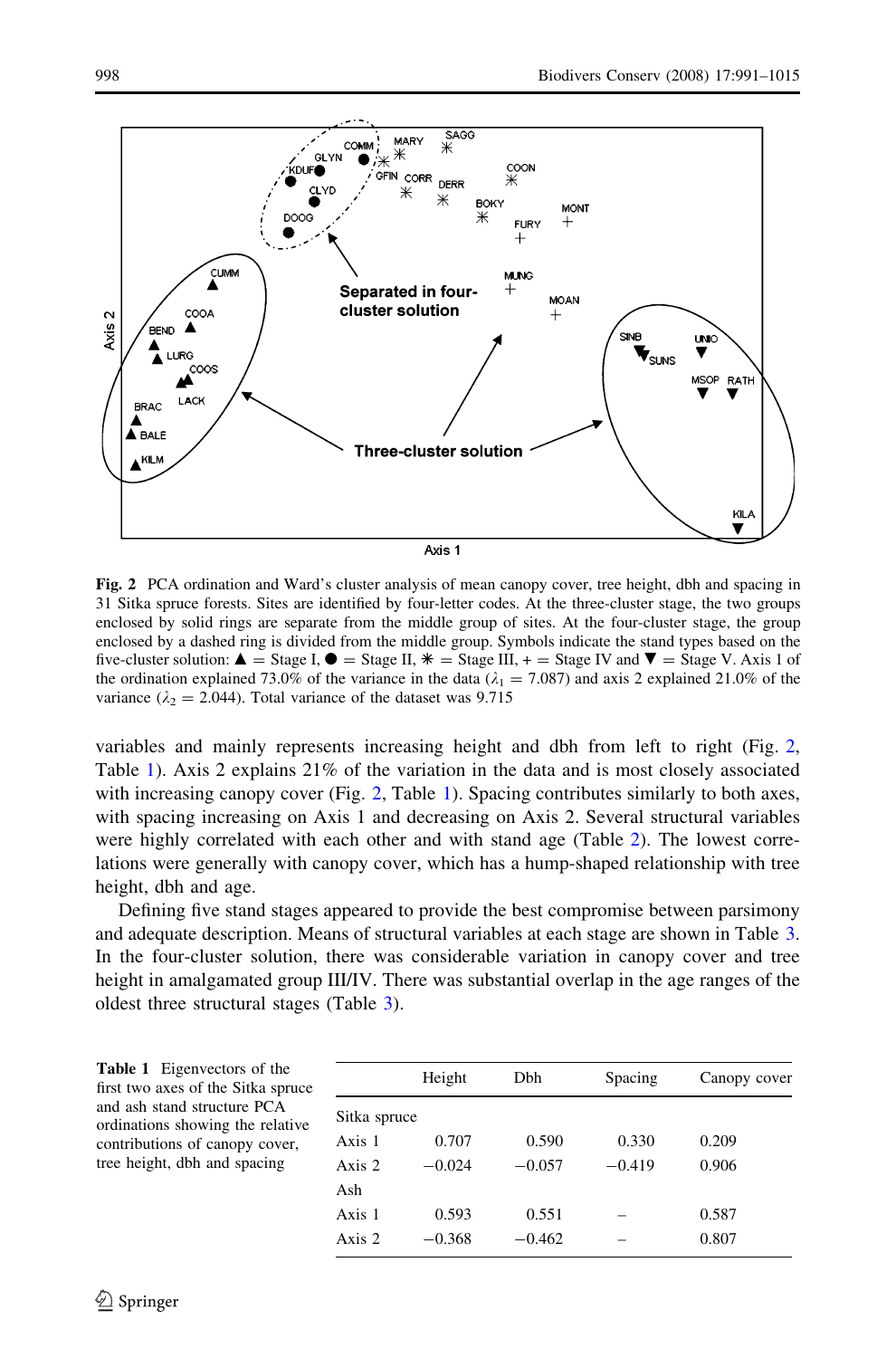**Fig. 2** PCA ordination and Ward's cluster analysis of mean canopy cover, tree height, dbh and spacing in 31 Sitka spruce forests. Sites are identified by four-letter codes. At the three-cluster stage, the two groups enclosed by solid rings are separate from the middle group of sites. At the four-cluster stage, the group enclosed by a dashed ring is divided from the middle group. Symbols indicate the stand types based on the five-cluster solution: ▲ = Stage I, ● = Stage II, ✳ = Stage III, + = Stage IV and ▼ = Stage V. Axis 1 of the ordination explained 73.0% of the variance in the data ($\lambda_1 = 7.087$) and axis 2 explained 21.0% of the variance ($\lambda_2 = 2.044$). Total variance of the dataset was 9.715

variables and mainly represents increasing height and dbh from left to right (Fig. 2, Table 1). Axis 2 explains 21% of the variation in the data and is most closely associated with increasing canopy cover (Fig. 2, Table 1). Spacing contributes similarly to both axes, with spacing increasing on Axis 1 and decreasing on Axis 2. Several structural variables were highly correlated with each other and with stand age (Table 2). The lowest correlations were generally with canopy cover, which has a hump-shaped relationship with tree height, dbh and age.

Defining five stand stages appeared to provide the best compromise between parsimony and adequate description. Means of structural variables at each stage are shown in Table 3. In the four-cluster solution, there was considerable variation in canopy cover and tree height in amalgamated group III/IV. There was substantial overlap in the age ranges of the oldest three structural stages (Table 3).

**Table 1** Eigenvectors of the first two axes of the Sitka spruce and ash stand structure PCA ordinations showing the relative contributions of canopy cover, tree height, dbh and spacing

| | Height | Dbh | Spacing | Canopy cover |
|---|---|---|---|---|
| Sitka spruce | | | | |
| Axis 1 | 0.707 | 0.590 | 0.330 | 0.209 |
| Axis 2 | −0.024 | −0.057 | −0.419 | 0.906 |
| Ash | | | | |
| Axis 1 | 0.593 | 0.551 | – | 0.587 |
| Axis 2 | −0.368 | −0.462 | – | 0.807 |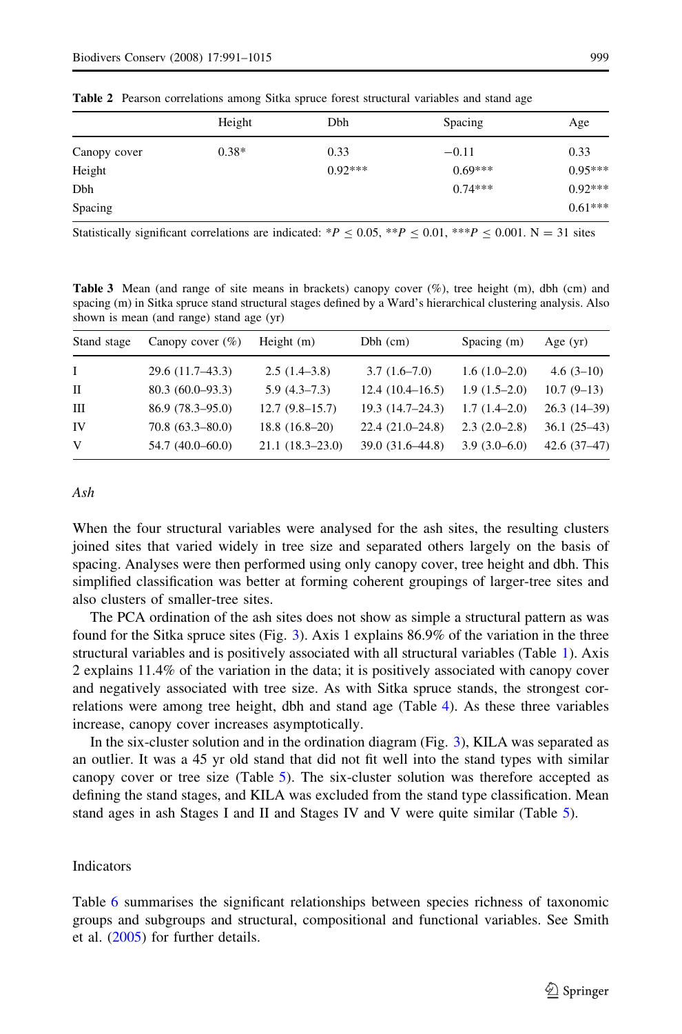Table 2 Pearson correlations among Sitka spruce forest structural variables and stand age

| | Height | Dbh | Spacing | Age |
|---|---|---|---|---|
| Canopy cover | 0.38* | 0.33 | −0.11 | 0.33 |
| Height | | 0.92*** | 0.69*** | 0.95*** |
| Dbh | | | 0.74*** | 0.92*** |
| Spacing | | | | 0.61*** |

Statistically significant correlations are indicated: $*P \leq 0.05$, $**P \leq 0.01$, $***P \leq 0.001$. N = 31 sites

Table 3 Mean (and range of site means in brackets) canopy cover (%), tree height (m), dbh (cm) and spacing (m) in Sitka spruce stand structural stages defined by a Ward's hierarchical clustering analysis. Also shown is mean (and range) stand age (yr)

| Stand stage | Canopy cover (%) | Height (m) | Dbh (cm) | Spacing (m) | Age (yr) |
|---|---|---|---|---|---|
| I | 29.6 (11.7–43.3) | 2.5 (1.4–3.8) | 3.7 (1.6–7.0) | 1.6 (1.0–2.0) | 4.6 (3–10) |
| II | 80.3 (60.0–93.3) | 5.9 (4.3–7.3) | 12.4 (10.4–16.5) | 1.9 (1.5–2.0) | 10.7 (9–13) |
| III | 86.9 (78.3–95.0) | 12.7 (9.8–15.7) | 19.3 (14.7–24.3) | 1.7 (1.4–2.0) | 26.3 (14–39) |
| IV | 70.8 (63.3–80.0) | 18.8 (16.8–20) | 22.4 (21.0–24.8) | 2.3 (2.0–2.8) | 36.1 (25–43) |
| V | 54.7 (40.0–60.0) | 21.1 (18.3–23.0) | 39.0 (31.6–44.8) | 3.9 (3.0–6.0) | 42.6 (37–47) |

### *Ash*

When the four structural variables were analysed for the ash sites, the resulting clusters joined sites that varied widely in tree size and separated others largely on the basis of spacing. Analyses were then performed using only canopy cover, tree height and dbh. This simplified classification was better at forming coherent groupings of larger-tree sites and also clusters of smaller-tree sites.

The PCA ordination of the ash sites does not show as simple a structural pattern as was found for the Sitka spruce sites (Fig. 3). Axis 1 explains 86.9% of the variation in the three structural variables and is positively associated with all structural variables (Table 1). Axis 2 explains 11.4% of the variation in the data; it is positively associated with canopy cover and negatively associated with tree size. As with Sitka spruce stands, the strongest correlations were among tree height, dbh and stand age (Table 4). As these three variables increase, canopy cover increases asymptotically.

In the six-cluster solution and in the ordination diagram (Fig. 3), KILA was separated as an outlier. It was a 45 yr old stand that did not fit well into the stand types with similar canopy cover or tree size (Table 5). The six-cluster solution was therefore accepted as defining the stand stages, and KILA was excluded from the stand type classification. Mean stand ages in ash Stages I and II and Stages IV and V were quite similar (Table 5).

## Indicators

Table 6 summarises the significant relationships between species richness of taxonomic groups and subgroups and structural, compositional and functional variables. See Smith et al. (2005) for further details.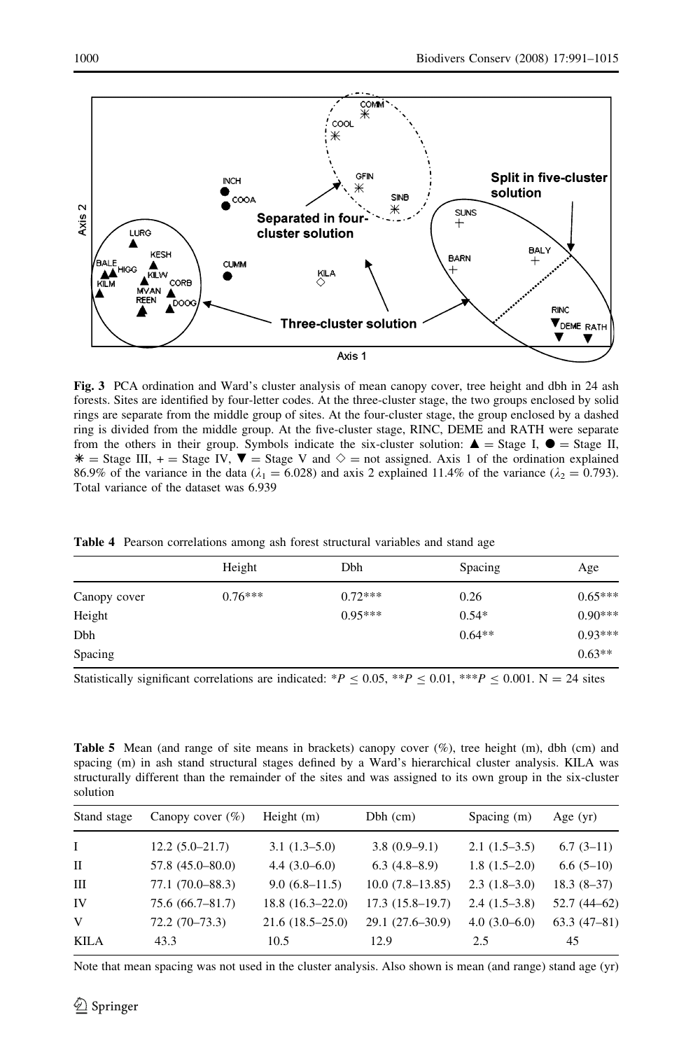**Fig. 3** PCA ordination and Ward's cluster analysis of mean canopy cover, tree height and dbh in 24 ash forests. Sites are identified by four-letter codes. At the three-cluster stage, the two groups enclosed by solid rings are separate from the middle group of sites. At the four-cluster stage, the group enclosed by a dashed ring is divided from the middle group. At the five-cluster stage, RINC, DEME and RATH were separate from the others in their group. Symbols indicate the six-cluster solution: ▲ = Stage I, ● = Stage II, ✳ = Stage III, + = Stage IV, ▼ = Stage V and ◇ = not assigned. Axis 1 of the ordination explained 86.9% of the variance in the data ($\lambda_1 = 6.028$) and axis 2 explained 11.4% of the variance ($\lambda_2 = 0.793$). Total variance of the dataset was 6.939

**Table 4** Pearson correlations among ash forest structural variables and stand age

| | Height | Dbh | Spacing | Age |
|---|---|---|---|---|
| Canopy cover | 0.76*** | 0.72*** | 0.26 | 0.65*** |
| Height | | 0.95*** | 0.54* | 0.90*** |
| Dbh | | | 0.64** | 0.93*** |
| Spacing | | | | 0.63** |

Statistically significant correlations are indicated: *$P \leq 0.05$, **$P \leq 0.01$, ***$P \leq 0.001$. N = 24 sites

**Table 5** Mean (and range of site means in brackets) canopy cover (%), tree height (m), dbh (cm) and spacing (m) in ash stand structural stages defined by a Ward's hierarchical cluster analysis. KILA was structurally different than the remainder of the sites and was assigned to its own group in the six-cluster solution

| Stand stage | Canopy cover (%) | Height (m) | Dbh (cm) | Spacing (m) | Age (yr) |
|---|---|---|---|---|---|
| I | 12.2 (5.0–21.7) | 3.1 (1.3–5.0) | 3.8 (0.9–9.1) | 2.1 (1.5–3.5) | 6.7 (3–11) |
| II | 57.8 (45.0–80.0) | 4.4 (3.0–6.0) | 6.3 (4.8–8.9) | 1.8 (1.5–2.0) | 6.6 (5–10) |
| III | 77.1 (70.0–88.3) | 9.0 (6.8–11.5) | 10.0 (7.8–13.85) | 2.3 (1.8–3.0) | 18.3 (8–37) |
| IV | 75.6 (66.7–81.7) | 18.8 (16.3–22.0) | 17.3 (15.8–19.7) | 2.4 (1.5–3.8) | 52.7 (44–62) |
| V | 72.2 (70–73.3) | 21.6 (18.5–25.0) | 29.1 (27.6–30.9) | 4.0 (3.0–6.0) | 63.3 (47–81) |
| KILA | 43.3 | 10.5 | 12.9 | 2.5 | 45 |

Note that mean spacing was not used in the cluster analysis. Also shown is mean (and range) stand age (yr)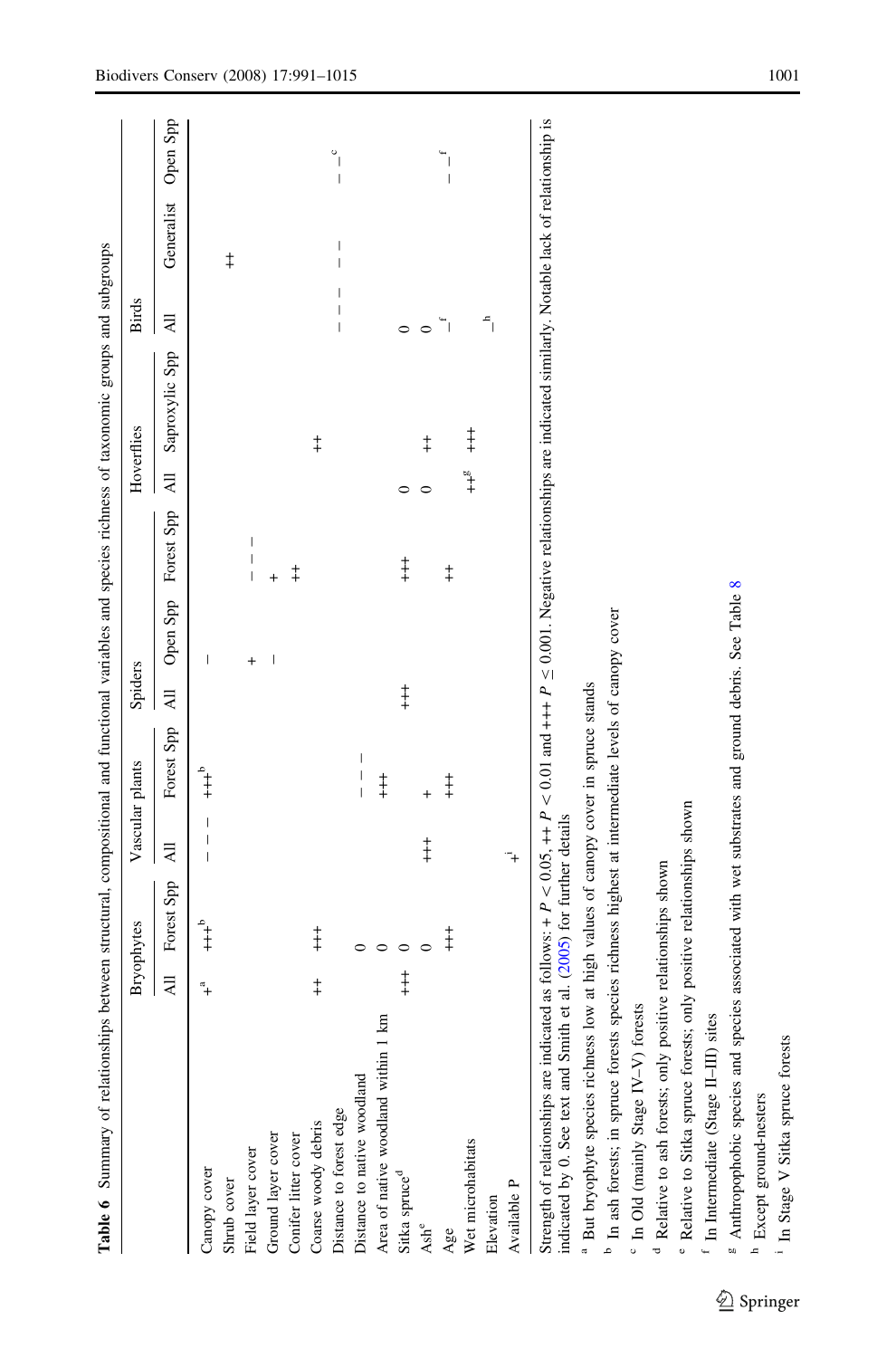**Table 6** Summary of relationships between structural, compositional and functional variables and species richness of taxonomic groups and subgroups

| | Bryophytes | | Vascular plants | | Spiders | | | Hoverflies | | Birds | | |
|---|---|---|---|---|---|---|---|---|---|---|---|---|
| | All | Forest Spp | All | Forest Spp | All | Open Spp | Forest Spp | All | Saproxylic Spp | All | Generalist | Open Spp |
| Canopy cover | +[a] | +++[b] | – – – | +++[b] | | – | | | | | | |
| Shrub cover | | | | | | | | | | | ++ | |
| Field layer cover | | | | | | + | – – – | | | | | |
| Ground layer cover | | | | | | – | + | | | | | |
| Conifer litter cover | | | | | | | ++ | | | | | |
| Coarse woody debris | ++ | +++ | | | | | | | ++ | | | |
| Distance to forest edge | | 0 | | | | | | | | – – – | – – – | – –[c] |
| Distance to native woodland | | 0 | | – – – | | | | | | | | |
| Area of native woodland within 1 km | | | | +++ | | | | | | | | |
| Sitka spruce[d] | +++ | 0 | | | +++ | | +++ | 0 | | 0 | | |
| Ash[e] | | 0 | +++ | + | | | | 0 | | 0 | | |
| Age | | +++ | | +++ | | | ++ | | ++ | –[f] | | – –[f] |
| Wet microhabitats | | | | | | | | ++[g] | +++ | | | |
| Elevation | | | | | | | | | | –[h] | | |
| Available P | | | +[i] | | | | | | | | | |

Strength of relationships are indicated as follows: + $P < 0.05$, ++ $P < 0.01$ and +++ $P \leq 0.001$. Negative relationships are indicated similarly. Notable lack of relationship is indicated by 0. See text and Smith et al. (2005) for further details

[a] But bryophyte species richness low at high values of canopy cover in spruce stands

[b] In ash forests; in spruce forests species richness highest at intermediate levels of canopy cover

[c] In Old (mainly Stage IV–V) forests

[d] Relative to ash forests; only positive relationships shown

[e] Relative to Sitka spruce forests; only positive relationships shown

[f] In Intermediate (Stage II–III) sites

[g] Anthropophobic species and species associated with wet substrates and ground debris. See Table 8

[h] Except ground-nesters

[i] In Stage V Sitka spruce forests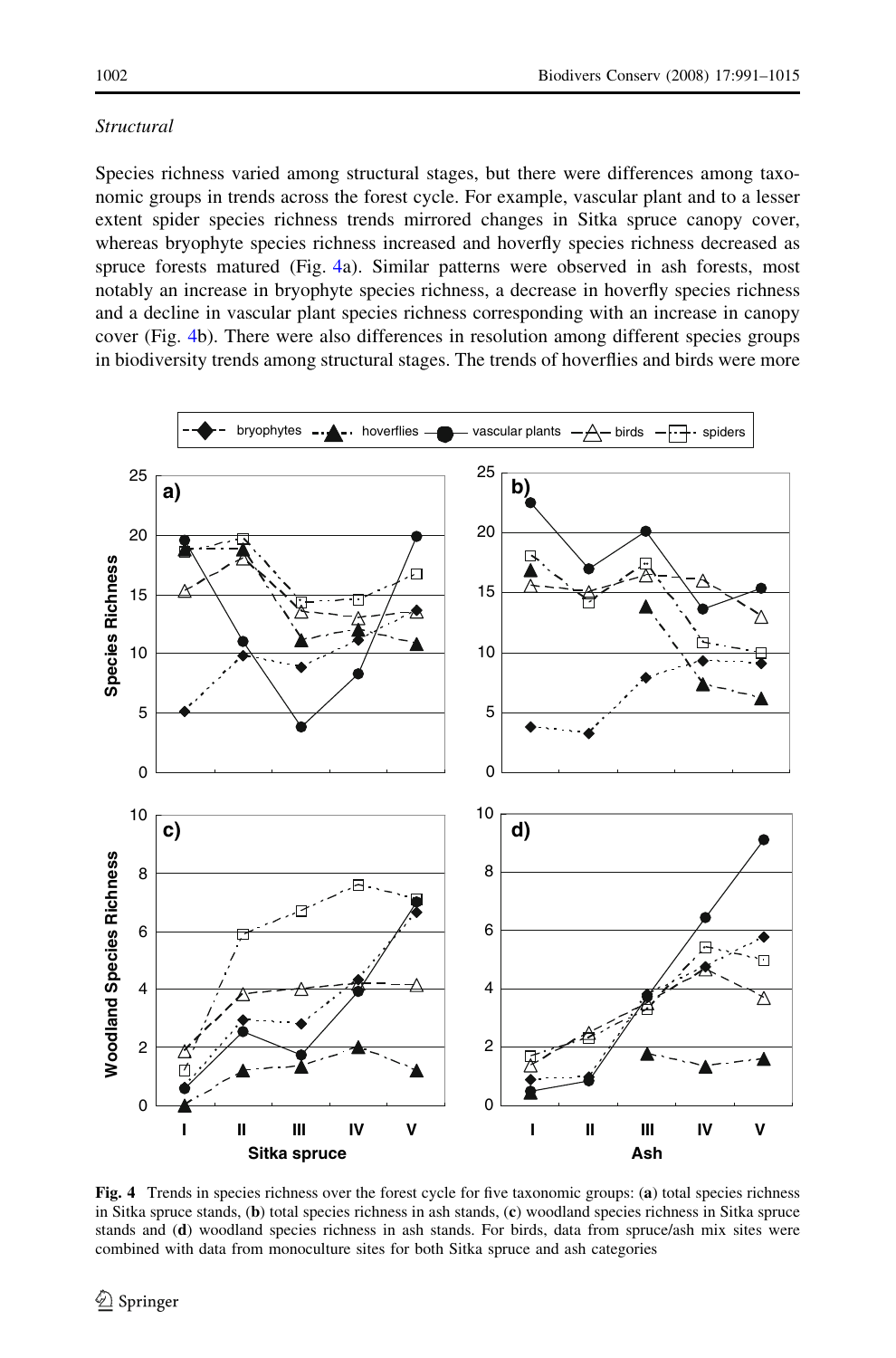*Structural*

Species richness varied among structural stages, but there were differences among taxonomic groups in trends across the forest cycle. For example, vascular plant and to a lesser extent spider species richness trends mirrored changes in Sitka spruce canopy cover, whereas bryophyte species richness increased and hoverfly species richness decreased as spruce forests matured (Fig. 4a). Similar patterns were observed in ash forests, most notably an increase in bryophyte species richness, a decrease in hoverfly species richness and a decline in vascular plant species richness corresponding with an increase in canopy cover (Fig. 4b). There were also differences in resolution among different species groups in biodiversity trends among structural stages. The trends of hoverflies and birds were more

**Fig. 4** Trends in species richness over the forest cycle for five taxonomic groups: (**a**) total species richness in Sitka spruce stands, (**b**) total species richness in ash stands, (**c**) woodland species richness in Sitka spruce stands and (**d**) woodland species richness in ash stands. For birds, data from spruce/ash mix sites were combined with data from monoculture sites for both Sitka spruce and ash categories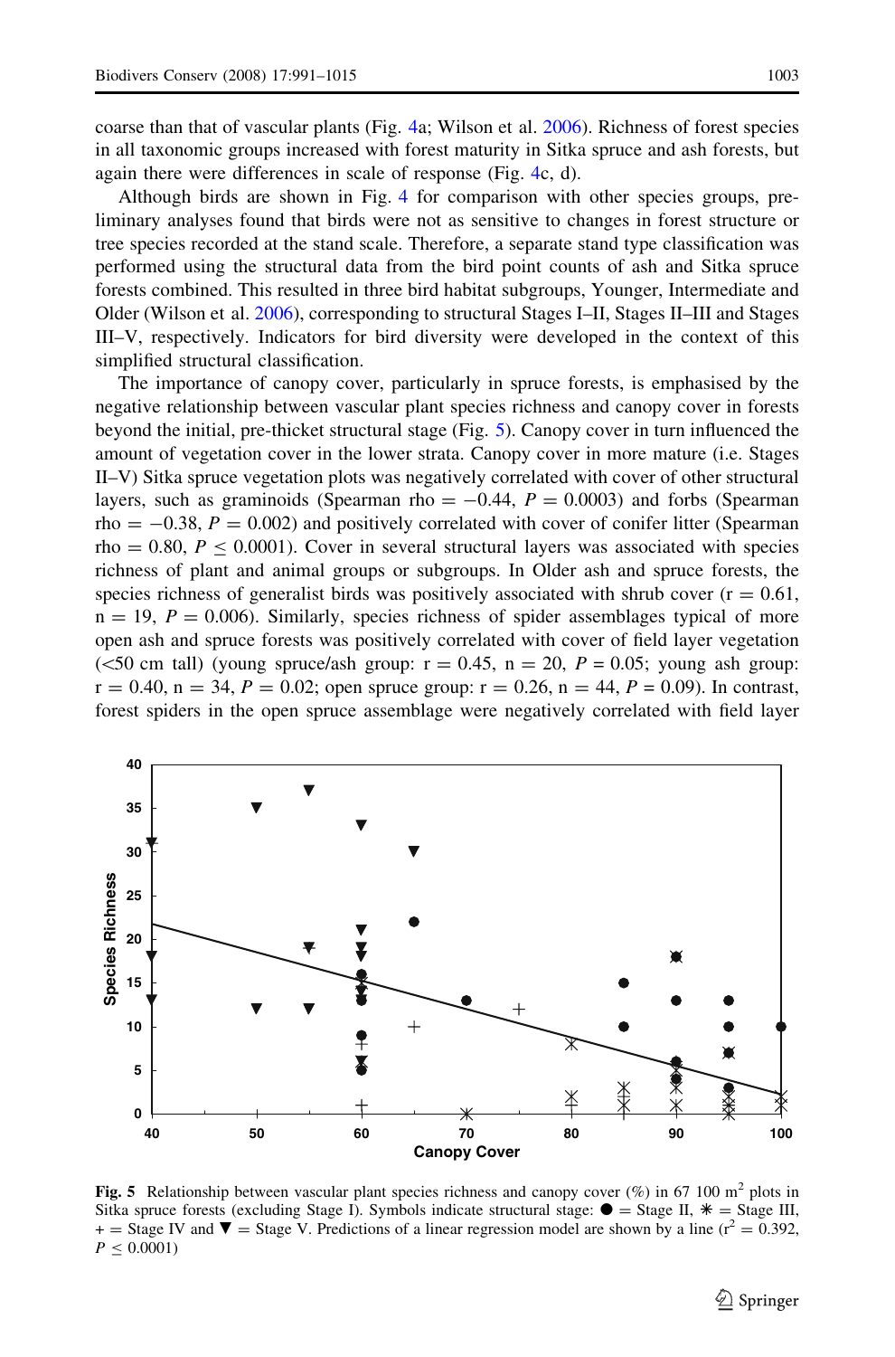coarse than that of vascular plants (Fig. 4a; Wilson et al. 2006). Richness of forest species in all taxonomic groups increased with forest maturity in Sitka spruce and ash forests, but again there were differences in scale of response (Fig. 4c, d).

Although birds are shown in Fig. 4 for comparison with other species groups, preliminary analyses found that birds were not as sensitive to changes in forest structure or tree species recorded at the stand scale. Therefore, a separate stand type classification was performed using the structural data from the bird point counts of ash and Sitka spruce forests combined. This resulted in three bird habitat subgroups, Younger, Intermediate and Older (Wilson et al. 2006), corresponding to structural Stages I–II, Stages II–III and Stages III–V, respectively. Indicators for bird diversity were developed in the context of this simplified structural classification.

The importance of canopy cover, particularly in spruce forests, is emphasised by the negative relationship between vascular plant species richness and canopy cover in forests beyond the initial, pre-thicket structural stage (Fig. 5). Canopy cover in turn influenced the amount of vegetation cover in the lower strata. Canopy cover in more mature (i.e. Stages II–V) Sitka spruce vegetation plots was negatively correlated with cover of other structural layers, such as graminoids (Spearman rho $= -0.44$, $P = 0.0003$) and forbs (Spearman rho $= -0.38$, $P = 0.002$) and positively correlated with cover of conifer litter (Spearman rho $= 0.80$, $P \leq 0.0001$). Cover in several structural layers was associated with species richness of plant and animal groups or subgroups. In Older ash and spruce forests, the species richness of generalist birds was positively associated with shrub cover ($r = 0.61$, $n = 19$, $P = 0.006$). Similarly, species richness of spider assemblages typical of more open ash and spruce forests was positively correlated with cover of field layer vegetation (<50 cm tall) (young spruce/ash group: $r = 0.45$, $n = 20$, $P = 0.05$; young ash group: $r = 0.40$, $n = 34$, $P = 0.02$; open spruce group: $r = 0.26$, $n = 44$, $P = 0.09$). In contrast, forest spiders in the open spruce assemblage were negatively correlated with field layer

**Fig. 5** Relationship between vascular plant species richness and canopy cover (%) in 67 100 $m^2$ plots in Sitka spruce forests (excluding Stage I). Symbols indicate structural stage: ● = Stage II, ✳ = Stage III, + = Stage IV and ▼ = Stage V. Predictions of a linear regression model are shown by a line ($r^2 = 0.392$, $P \leq 0.0001$)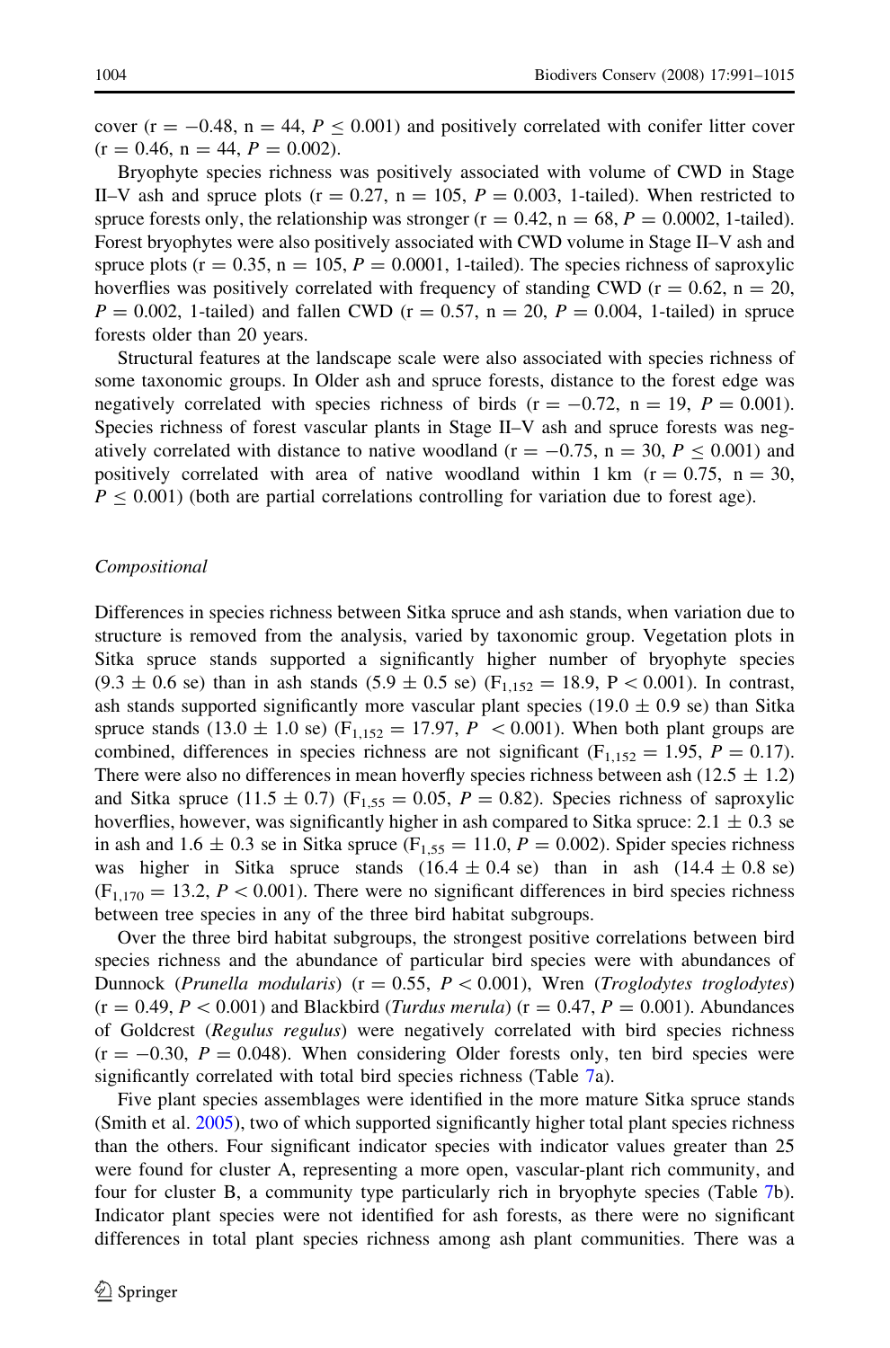cover ($r = -0.48$, $n = 44$, $P \leq 0.001$) and positively correlated with conifer litter cover ($r = 0.46$, $n = 44$, $P = 0.002$).

Bryophyte species richness was positively associated with volume of CWD in Stage II–V ash and spruce plots ($r = 0.27$, $n = 105$, $P = 0.003$, 1-tailed). When restricted to spruce forests only, the relationship was stronger ($r = 0.42$, $n = 68$, $P = 0.0002$, 1-tailed). Forest bryophytes were also positively associated with CWD volume in Stage II–V ash and spruce plots ($r = 0.35$, $n = 105$, $P = 0.0001$, 1-tailed). The species richness of saproxylic hoverflies was positively correlated with frequency of standing CWD ($r = 0.62$, $n = 20$, $P = 0.002$, 1-tailed) and fallen CWD ($r = 0.57$, $n = 20$, $P = 0.004$, 1-tailed) in spruce forests older than 20 years.

Structural features at the landscape scale were also associated with species richness of some taxonomic groups. In Older ash and spruce forests, distance to the forest edge was negatively correlated with species richness of birds ($r = -0.72$, $n = 19$, $P = 0.001$). Species richness of forest vascular plants in Stage II–V ash and spruce forests was negatively correlated with distance to native woodland ($r = -0.75$, $n = 30$, $P \leq 0.001$) and positively correlated with area of native woodland within 1 km ($r = 0.75$, $n = 30$, $P \leq 0.001$) (both are partial correlations controlling for variation due to forest age).

### *Compositional*

Differences in species richness between Sitka spruce and ash stands, when variation due to structure is removed from the analysis, varied by taxonomic group. Vegetation plots in Sitka spruce stands supported a significantly higher number of bryophyte species ($9.3 \pm 0.6$ se) than in ash stands ($5.9 \pm 0.5$ se) ($F_{1,152} = 18.9$, $P < 0.001$). In contrast, ash stands supported significantly more vascular plant species ($19.0 \pm 0.9$ se) than Sitka spruce stands ($13.0 \pm 1.0$ se) ($F_{1,152} = 17.97$, $P < 0.001$). When both plant groups are combined, differences in species richness are not significant ($F_{1,152} = 1.95$, $P = 0.17$). There were also no differences in mean hoverfly species richness between ash ($12.5 \pm 1.2$) and Sitka spruce ($11.5 \pm 0.7$) ($F_{1,55} = 0.05$, $P = 0.82$). Species richness of saproxylic hoverflies, however, was significantly higher in ash compared to Sitka spruce: $2.1 \pm 0.3$ se in ash and $1.6 \pm 0.3$ se in Sitka spruce ($F_{1,55} = 11.0$, $P = 0.002$). Spider species richness was higher in Sitka spruce stands ($16.4 \pm 0.4$ se) than in ash ($14.4 \pm 0.8$ se) ($F_{1,170} = 13.2$, $P < 0.001$). There were no significant differences in bird species richness between tree species in any of the three bird habitat subgroups.

Over the three bird habitat subgroups, the strongest positive correlations between bird species richness and the abundance of particular bird species were with abundances of Dunnock (*Prunella modularis*) ($r = 0.55$, $P < 0.001$), Wren (*Troglodytes troglodytes*) ($r = 0.49$, $P < 0.001$) and Blackbird (*Turdus merula*) ($r = 0.47$, $P = 0.001$). Abundances of Goldcrest (*Regulus regulus*) were negatively correlated with bird species richness ($r = -0.30$, $P = 0.048$). When considering Older forests only, ten bird species were significantly correlated with total bird species richness (Table 7a).

Five plant species assemblages were identified in the more mature Sitka spruce stands (Smith et al. 2005), two of which supported significantly higher total plant species richness than the others. Four significant indicator species with indicator values greater than 25 were found for cluster A, representing a more open, vascular-plant rich community, and four for cluster B, a community type particularly rich in bryophyte species (Table 7b). Indicator plant species were not identified for ash forests, as there were no significant differences in total plant species richness among ash plant communities. There was a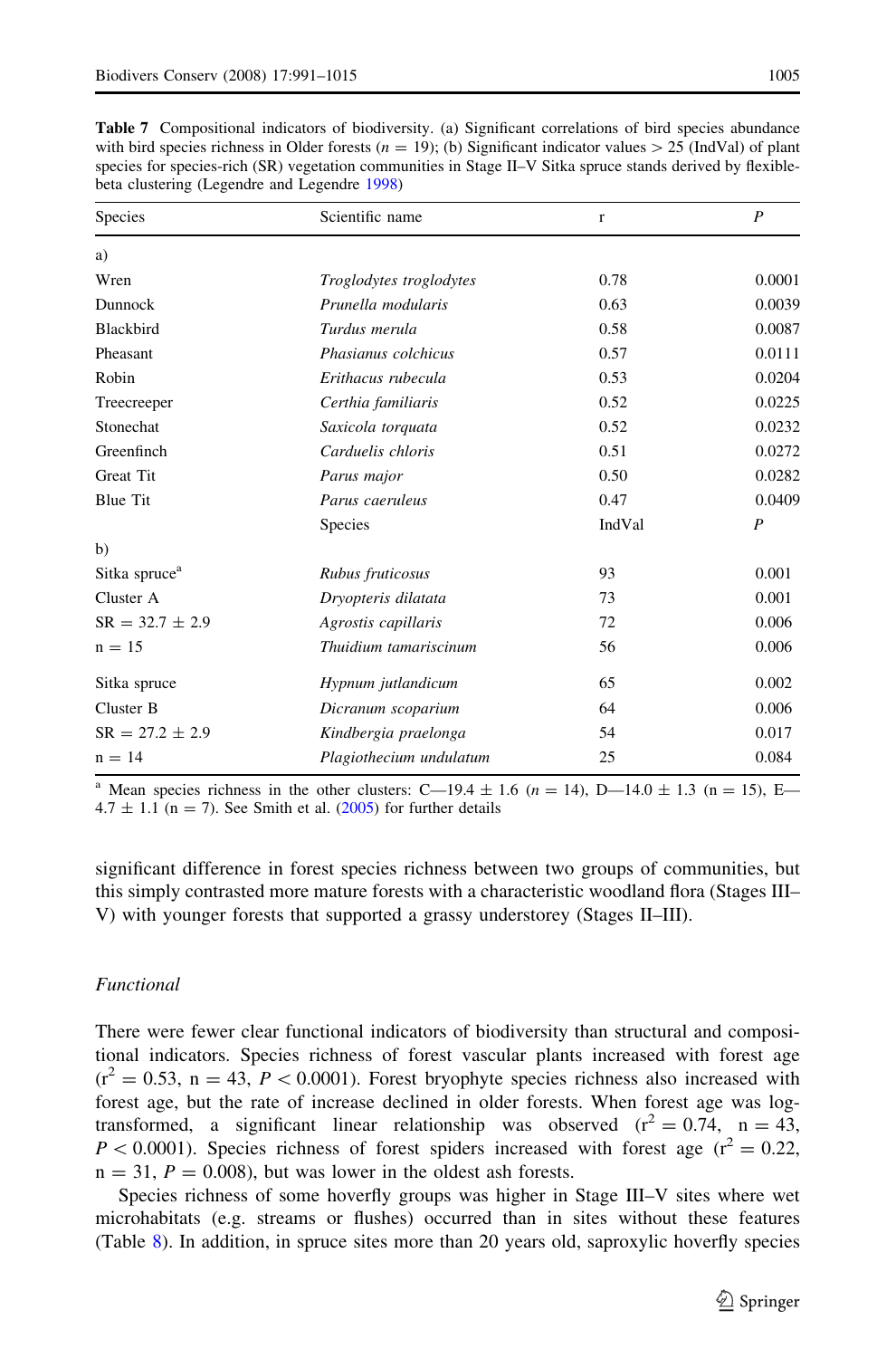**Table 7** Compositional indicators of biodiversity. (a) Significant correlations of bird species abundance with bird species richness in Older forests ($n = 19$); (b) Significant indicator values > 25 (IndVal) of plant species for species-rich (SR) vegetation communities in Stage II–V Sitka spruce stands derived by flexible-beta clustering (Legendre and Legendre 1998)

| Species | Scientific name | r | *P* |
|---|---|---|---|
| a) | | | |
| Wren | *Troglodytes troglodytes* | 0.78 | 0.0001 |
| Dunnock | *Prunella modularis* | 0.63 | 0.0039 |
| Blackbird | *Turdus merula* | 0.58 | 0.0087 |
| Pheasant | *Phasianus colchicus* | 0.57 | 0.0111 |
| Robin | *Erithacus rubecula* | 0.53 | 0.0204 |
| Treecreeper | *Certhia familiaris* | 0.52 | 0.0225 |
| Stonechat | *Saxicola torquata* | 0.52 | 0.0232 |
| Greenfinch | *Carduelis chloris* | 0.51 | 0.0272 |
| Great Tit | *Parus major* | 0.50 | 0.0282 |
| Blue Tit | *Parus caeruleus* | 0.47 | 0.0409 |
| | Species | IndVal | *P* |
| b) | | | |
| Sitka spruce[a] | *Rubus fruticosus* | 93 | 0.001 |
| Cluster A | *Dryopteris dilatata* | 73 | 0.001 |
| SR = 32.7 ± 2.9 | *Agrostis capillaris* | 72 | 0.006 |
| n = 15 | *Thuidium tamariscinum* | 56 | 0.006 |
| Sitka spruce | *Hypnum jutlandicum* | 65 | 0.002 |
| Cluster B | *Dicranum scoparium* | 64 | 0.006 |
| SR = 27.2 ± 2.9 | *Kindbergia praelonga* | 54 | 0.017 |
| n = 14 | *Plagiothecium undulatum* | 25 | 0.084 |

[a] Mean species richness in the other clusters: C—19.4 ± 1.6 ($n = 14$), D—14.0 ± 1.3 (n = 15), E—4.7 ± 1.1 (n = 7). See Smith et al. (2005) for further details

significant difference in forest species richness between two groups of communities, but this simply contrasted more mature forests with a characteristic woodland flora (Stages III–V) with younger forests that supported a grassy understorey (Stages II–III).

### *Functional*

There were fewer clear functional indicators of biodiversity than structural and compositional indicators. Species richness of forest vascular plants increased with forest age ($r^2 = 0.53$, $n = 43$, $P < 0.0001$). Forest bryophyte species richness also increased with forest age, but the rate of increase declined in older forests. When forest age was log-transformed, a significant linear relationship was observed ($r^2 = 0.74$, $n = 43$, $P < 0.0001$). Species richness of forest spiders increased with forest age ($r^2 = 0.22$, $n = 31$, $P = 0.008$), but was lower in the oldest ash forests.

Species richness of some hoverfly groups was higher in Stage III–V sites where wet microhabitats (e.g. streams or flushes) occurred than in sites without these features (Table 8). In addition, in spruce sites more than 20 years old, saproxylic hoverfly species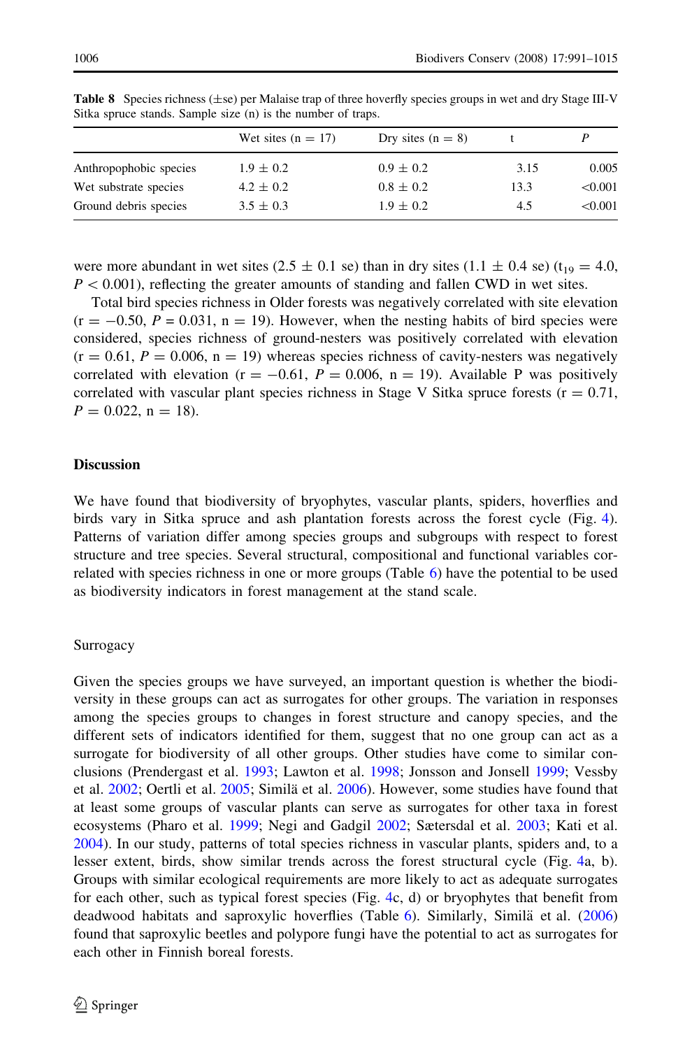**Table 8** Species richness (±se) per Malaise trap of three hoverfly species groups in wet and dry Stage III-V Sitka spruce stands. Sample size (n) is the number of traps.

| | Wet sites (n = 17) | Dry sites (n = 8) | t | *P* |
|---|---|---|---|---|
| Anthropophobic species | 1.9 ± 0.2 | 0.9 ± 0.2 | 3.15 | 0.005 |
| Wet substrate species | 4.2 ± 0.2 | 0.8 ± 0.2 | 13.3 | <0.001 |
| Ground debris species | 3.5 ± 0.3 | 1.9 ± 0.2 | 4.5 | <0.001 |

were more abundant in wet sites (2.5 ± 0.1 se) than in dry sites (1.1 ± 0.4 se) ($t_{19} = 4.0$, $P < 0.001$), reflecting the greater amounts of standing and fallen CWD in wet sites.

Total bird species richness in Older forests was negatively correlated with site elevation ($r = -0.50$, $P = 0.031$, $n = 19$). However, when the nesting habits of bird species were considered, species richness of ground-nesters was positively correlated with elevation ($r = 0.61$, $P = 0.006$, $n = 19$) whereas species richness of cavity-nesters was negatively correlated with elevation ($r = -0.61$, $P = 0.006$, $n = 19$). Available P was positively correlated with vascular plant species richness in Stage V Sitka spruce forests ($r = 0.71$, $P = 0.022$, $n = 18$).

## Discussion

We have found that biodiversity of bryophytes, vascular plants, spiders, hoverflies and birds vary in Sitka spruce and ash plantation forests across the forest cycle (Fig. 4). Patterns of variation differ among species groups and subgroups with respect to forest structure and tree species. Several structural, compositional and functional variables correlated with species richness in one or more groups (Table 6) have the potential to be used as biodiversity indicators in forest management at the stand scale.

### Surrogacy

Given the species groups we have surveyed, an important question is whether the biodiversity in these groups can act as surrogates for other groups. The variation in responses among the species groups to changes in forest structure and canopy species, and the different sets of indicators identified for them, suggest that no one group can act as a surrogate for biodiversity of all other groups. Other studies have come to similar conclusions (Prendergast et al. 1993; Lawton et al. 1998; Jonsson and Jonsell 1999; Vessby et al. 2002; Oertli et al. 2005; Similä et al. 2006). However, some studies have found that at least some groups of vascular plants can serve as surrogates for other taxa in forest ecosystems (Pharo et al. 1999; Negi and Gadgil 2002; Sætersdal et al. 2003; Kati et al. 2004). In our study, patterns of total species richness in vascular plants, spiders and, to a lesser extent, birds, show similar trends across the forest structural cycle (Fig. 4a, b). Groups with similar ecological requirements are more likely to act as adequate surrogates for each other, such as typical forest species (Fig. 4c, d) or bryophytes that benefit from deadwood habitats and saproxylic hoverflies (Table 6). Similarly, Similä et al. (2006) found that saproxylic beetles and polypore fungi have the potential to act as surrogates for each other in Finnish boreal forests.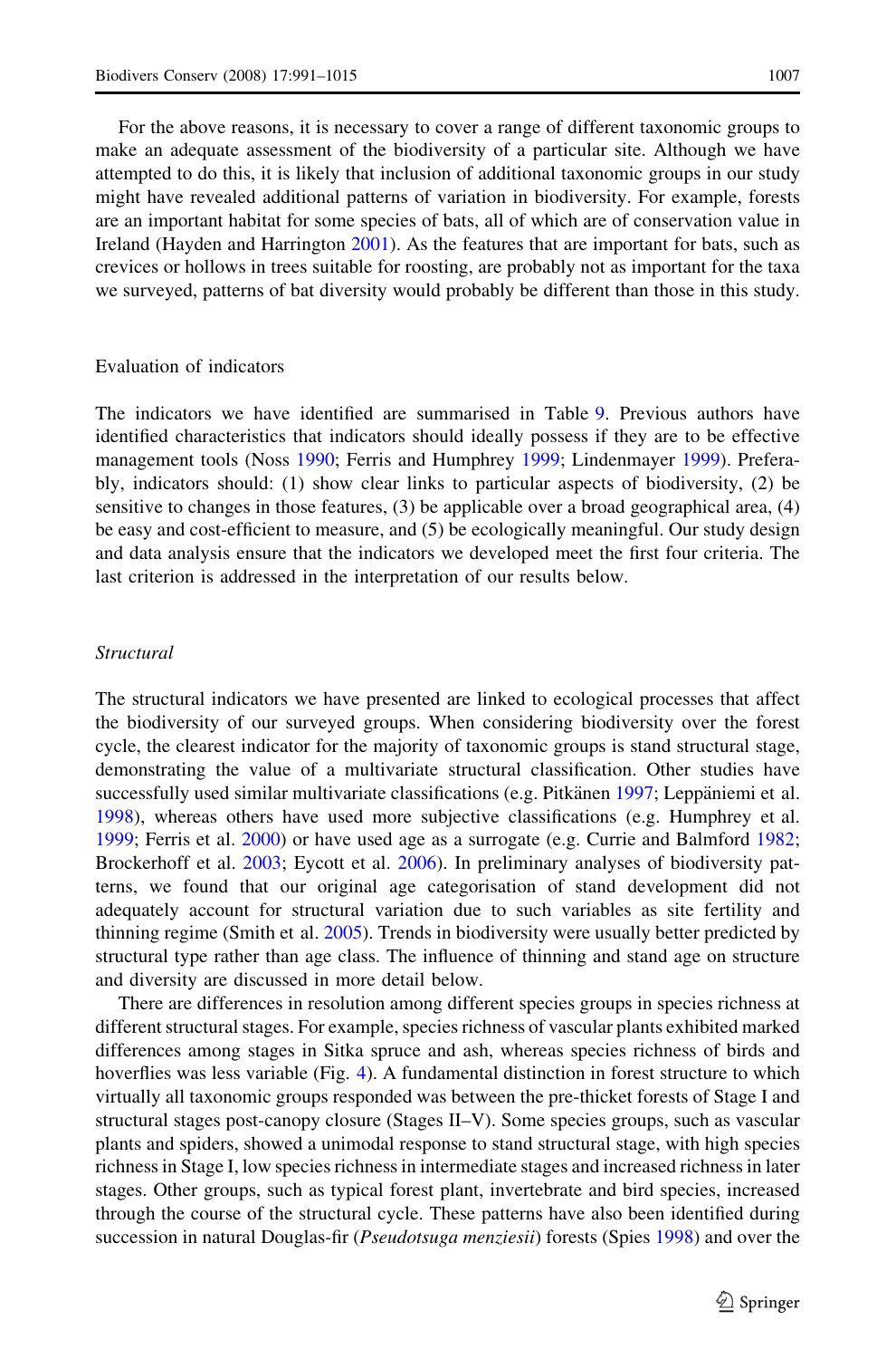For the above reasons, it is necessary to cover a range of different taxonomic groups to make an adequate assessment of the biodiversity of a particular site. Although we have attempted to do this, it is likely that inclusion of additional taxonomic groups in our study might have revealed additional patterns of variation in biodiversity. For example, forests are an important habitat for some species of bats, all of which are of conservation value in Ireland (Hayden and Harrington 2001). As the features that are important for bats, such as crevices or hollows in trees suitable for roosting, are probably not as important for the taxa we surveyed, patterns of bat diversity would probably be different than those in this study.

## Evaluation of indicators

The indicators we have identified are summarised in Table 9. Previous authors have identified characteristics that indicators should ideally possess if they are to be effective management tools (Noss 1990; Ferris and Humphrey 1999; Lindenmayer 1999). Preferably, indicators should: (1) show clear links to particular aspects of biodiversity, (2) be sensitive to changes in those features, (3) be applicable over a broad geographical area, (4) be easy and cost-efficient to measure, and (5) be ecologically meaningful. Our study design and data analysis ensure that the indicators we developed meet the first four criteria. The last criterion is addressed in the interpretation of our results below.

### *Structural*

The structural indicators we have presented are linked to ecological processes that affect the biodiversity of our surveyed groups. When considering biodiversity over the forest cycle, the clearest indicator for the majority of taxonomic groups is stand structural stage, demonstrating the value of a multivariate structural classification. Other studies have successfully used similar multivariate classifications (e.g. Pitkänen 1997; Leppäniemi et al. 1998), whereas others have used more subjective classifications (e.g. Humphrey et al. 1999; Ferris et al. 2000) or have used age as a surrogate (e.g. Currie and Balmford 1982; Brockerhoff et al. 2003; Eycott et al. 2006). In preliminary analyses of biodiversity patterns, we found that our original age categorisation of stand development did not adequately account for structural variation due to such variables as site fertility and thinning regime (Smith et al. 2005). Trends in biodiversity were usually better predicted by structural type rather than age class. The influence of thinning and stand age on structure and diversity are discussed in more detail below.

There are differences in resolution among different species groups in species richness at different structural stages. For example, species richness of vascular plants exhibited marked differences among stages in Sitka spruce and ash, whereas species richness of birds and hoverflies was less variable (Fig. 4). A fundamental distinction in forest structure to which virtually all taxonomic groups responded was between the pre-thicket forests of Stage I and structural stages post-canopy closure (Stages II–V). Some species groups, such as vascular plants and spiders, showed a unimodal response to stand structural stage, with high species richness in Stage I, low species richness in intermediate stages and increased richness in later stages. Other groups, such as typical forest plant, invertebrate and bird species, increased through the course of the structural cycle. These patterns have also been identified during succession in natural Douglas-fir (*Pseudotsuga menziesii*) forests (Spies 1998) and over the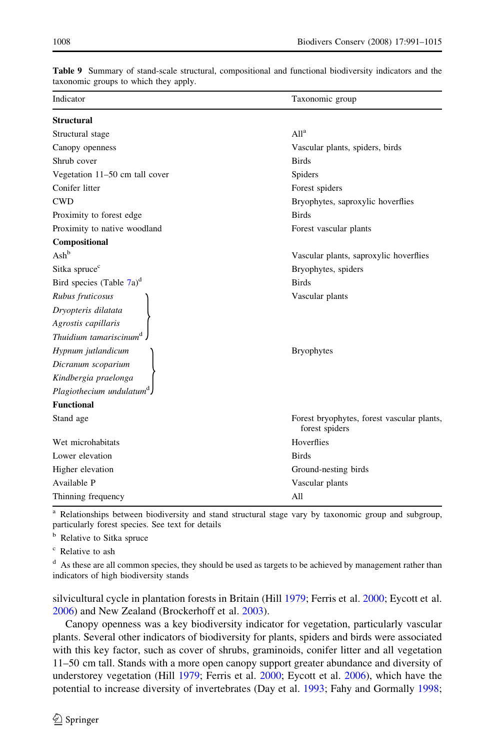**Table 9** Summary of stand-scale structural, compositional and functional biodiversity indicators and the taxonomic groups to which they apply.

| Indicator | Taxonomic group |
|---|---|
| **Structural** | |
| Structural stage | All[a] |
| Canopy openness | Vascular plants, spiders, birds |
| Shrub cover | Birds |
| Vegetation 11–50 cm tall cover | Spiders |
| Conifer litter | Forest spiders |
| CWD | Bryophytes, saproxylic hoverflies |
| Proximity to forest edge | Birds |
| Proximity to native woodland | Forest vascular plants |
| **Compositional** | |
| Ash[b] | Vascular plants, saproxylic hoverflies |
| Sitka spruce[c] | Bryophytes, spiders |
| Bird species (Table 7a)[d] | Birds |
| *Rubus fruticosus*, *Dryopteris dilatata*, *Agrostis capillaris*, *Thuidium tamariscinum*[d] | Vascular plants |
| *Hypnum jutlandicum*, *Dicranum scoparium*, *Kindbergia praelonga*, *Plagiothecium undulatum*[d] | Bryophytes |
| **Functional** | |
| Stand age | Forest bryophytes, forest vascular plants, forest spiders |
| Wet microhabitats | Hoverflies |
| Lower elevation | Birds |
| Higher elevation | Ground-nesting birds |
| Available P | Vascular plants |
| Thinning frequency | All |

[a] Relationships between biodiversity and stand structural stage vary by taxonomic group and subgroup, particularly forest species. See text for details

[b] Relative to Sitka spruce

[c] Relative to ash

[d] As these are all common species, they should be used as targets to be achieved by management rather than indicators of high biodiversity stands

silvicultural cycle in plantation forests in Britain (Hill 1979; Ferris et al. 2000; Eycott et al. 2006) and New Zealand (Brockerhoff et al. 2003).

Canopy openness was a key biodiversity indicator for vegetation, particularly vascular plants. Several other indicators of biodiversity for plants, spiders and birds were associated with this key factor, such as cover of shrubs, graminoids, conifer litter and all vegetation 11–50 cm tall. Stands with a more open canopy support greater abundance and diversity of understorey vegetation (Hill 1979; Ferris et al. 2000; Eycott et al. 2006), which have the potential to increase diversity of invertebrates (Day et al. 1993; Fahy and Gormally 1998;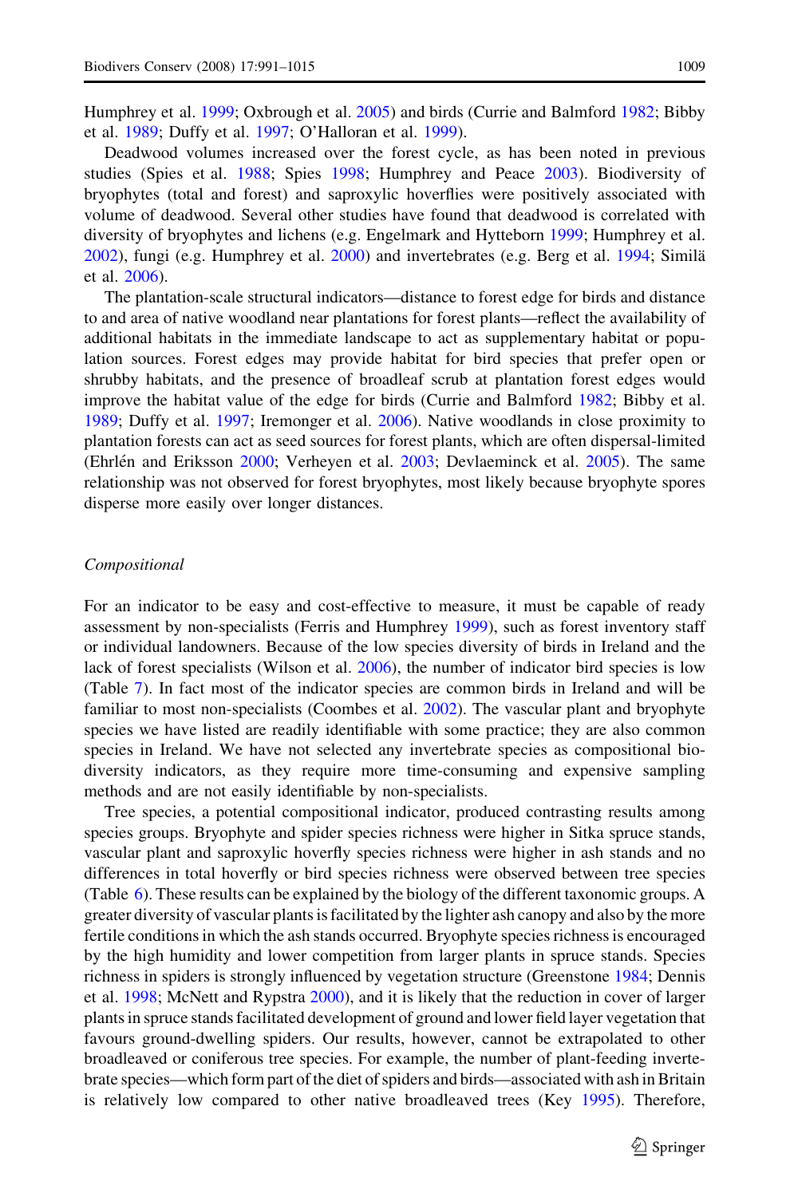Humphrey et al. 1999; Oxbrough et al. 2005) and birds (Currie and Balmford 1982; Bibby et al. 1989; Duffy et al. 1997; O'Halloran et al. 1999).

Deadwood volumes increased over the forest cycle, as has been noted in previous studies (Spies et al. 1988; Spies 1998; Humphrey and Peace 2003). Biodiversity of bryophytes (total and forest) and saproxylic hoverflies were positively associated with volume of deadwood. Several other studies have found that deadwood is correlated with diversity of bryophytes and lichens (e.g. Engelmark and Hytteborn 1999; Humphrey et al. 2002), fungi (e.g. Humphrey et al. 2000) and invertebrates (e.g. Berg et al. 1994; Similä et al. 2006).

The plantation-scale structural indicators—distance to forest edge for birds and distance to and area of native woodland near plantations for forest plants—reflect the availability of additional habitats in the immediate landscape to act as supplementary habitat or population sources. Forest edges may provide habitat for bird species that prefer open or shrubby habitats, and the presence of broadleaf scrub at plantation forest edges would improve the habitat value of the edge for birds (Currie and Balmford 1982; Bibby et al. 1989; Duffy et al. 1997; Iremonger et al. 2006). Native woodlands in close proximity to plantation forests can act as seed sources for forest plants, which are often dispersal-limited (Ehrlén and Eriksson 2000; Verheyen et al. 2003; Devlaeminck et al. 2005). The same relationship was not observed for forest bryophytes, most likely because bryophyte spores disperse more easily over longer distances.

### *Compositional*

For an indicator to be easy and cost-effective to measure, it must be capable of ready assessment by non-specialists (Ferris and Humphrey 1999), such as forest inventory staff or individual landowners. Because of the low species diversity of birds in Ireland and the lack of forest specialists (Wilson et al. 2006), the number of indicator bird species is low (Table 7). In fact most of the indicator species are common birds in Ireland and will be familiar to most non-specialists (Coombes et al. 2002). The vascular plant and bryophyte species we have listed are readily identifiable with some practice; they are also common species in Ireland. We have not selected any invertebrate species as compositional biodiversity indicators, as they require more time-consuming and expensive sampling methods and are not easily identifiable by non-specialists.

Tree species, a potential compositional indicator, produced contrasting results among species groups. Bryophyte and spider species richness were higher in Sitka spruce stands, vascular plant and saproxylic hoverfly species richness were higher in ash stands and no differences in total hoverfly or bird species richness were observed between tree species (Table 6). These results can be explained by the biology of the different taxonomic groups. A greater diversity of vascular plants is facilitated by the lighter ash canopy and also by the more fertile conditions in which the ash stands occurred. Bryophyte species richness is encouraged by the high humidity and lower competition from larger plants in spruce stands. Species richness in spiders is strongly influenced by vegetation structure (Greenstone 1984; Dennis et al. 1998; McNett and Rypstra 2000), and it is likely that the reduction in cover of larger plants in spruce stands facilitated development of ground and lower field layer vegetation that favours ground-dwelling spiders. Our results, however, cannot be extrapolated to other broadleaved or coniferous tree species. For example, the number of plant-feeding invertebrate species—which form part of the diet of spiders and birds—associated with ash in Britain is relatively low compared to other native broadleaved trees (Key 1995). Therefore,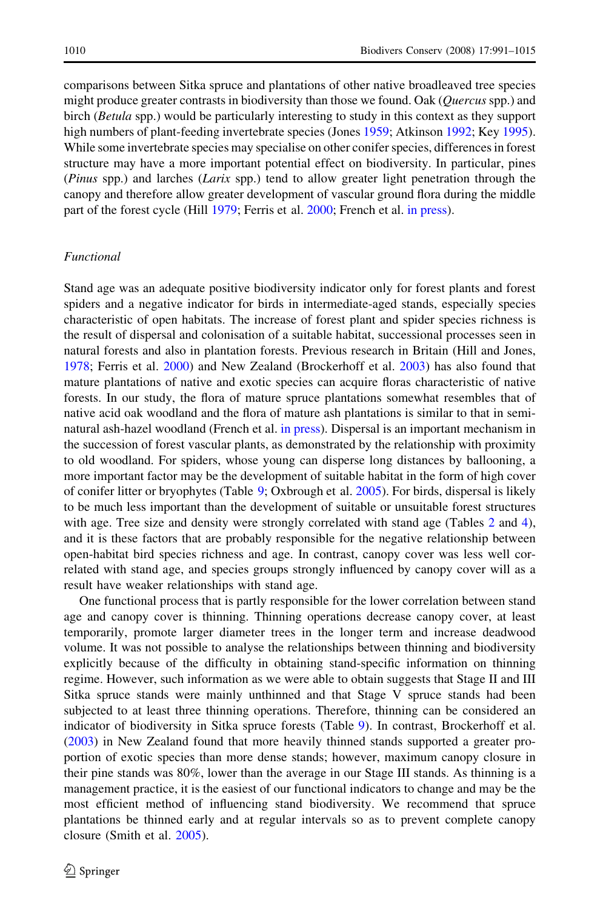comparisons between Sitka spruce and plantations of other native broadleaved tree species might produce greater contrasts in biodiversity than those we found. Oak (*Quercus* spp.) and birch (*Betula* spp.) would be particularly interesting to study in this context as they support high numbers of plant-feeding invertebrate species (Jones 1959; Atkinson 1992; Key 1995). While some invertebrate species may specialise on other conifer species, differences in forest structure may have a more important potential effect on biodiversity. In particular, pines (*Pinus* spp.) and larches (*Larix* spp.) tend to allow greater light penetration through the canopy and therefore allow greater development of vascular ground flora during the middle part of the forest cycle (Hill 1979; Ferris et al. 2000; French et al. in press).

### Functional

Stand age was an adequate positive biodiversity indicator only for forest plants and forest spiders and a negative indicator for birds in intermediate-aged stands, especially species characteristic of open habitats. The increase of forest plant and spider species richness is the result of dispersal and colonisation of a suitable habitat, successional processes seen in natural forests and also in plantation forests. Previous research in Britain (Hill and Jones, 1978; Ferris et al. 2000) and New Zealand (Brockerhoff et al. 2003) has also found that mature plantations of native and exotic species can acquire floras characteristic of native forests. In our study, the flora of mature spruce plantations somewhat resembles that of native acid oak woodland and the flora of mature ash plantations is similar to that in semi-natural ash-hazel woodland (French et al. in press). Dispersal is an important mechanism in the succession of forest vascular plants, as demonstrated by the relationship with proximity to old woodland. For spiders, whose young can disperse long distances by ballooning, a more important factor may be the development of suitable habitat in the form of high cover of conifer litter or bryophytes (Table 9; Oxbrough et al. 2005). For birds, dispersal is likely to be much less important than the development of suitable or unsuitable forest structures with age. Tree size and density were strongly correlated with stand age (Tables 2 and 4), and it is these factors that are probably responsible for the negative relationship between open-habitat bird species richness and age. In contrast, canopy cover was less well correlated with stand age, and species groups strongly influenced by canopy cover will as a result have weaker relationships with stand age.

One functional process that is partly responsible for the lower correlation between stand age and canopy cover is thinning. Thinning operations decrease canopy cover, at least temporarily, promote larger diameter trees in the longer term and increase deadwood volume. It was not possible to analyse the relationships between thinning and biodiversity explicitly because of the difficulty in obtaining stand-specific information on thinning regime. However, such information as we were able to obtain suggests that Stage II and III Sitka spruce stands were mainly unthinned and that Stage V spruce stands had been subjected to at least three thinning operations. Therefore, thinning can be considered an indicator of biodiversity in Sitka spruce forests (Table 9). In contrast, Brockerhoff et al. (2003) in New Zealand found that more heavily thinned stands supported a greater proportion of exotic species than more dense stands; however, maximum canopy closure in their pine stands was 80%, lower than the average in our Stage III stands. As thinning is a management practice, it is the easiest of our functional indicators to change and may be the most efficient method of influencing stand biodiversity. We recommend that spruce plantations be thinned early and at regular intervals so as to prevent complete canopy closure (Smith et al. 2005).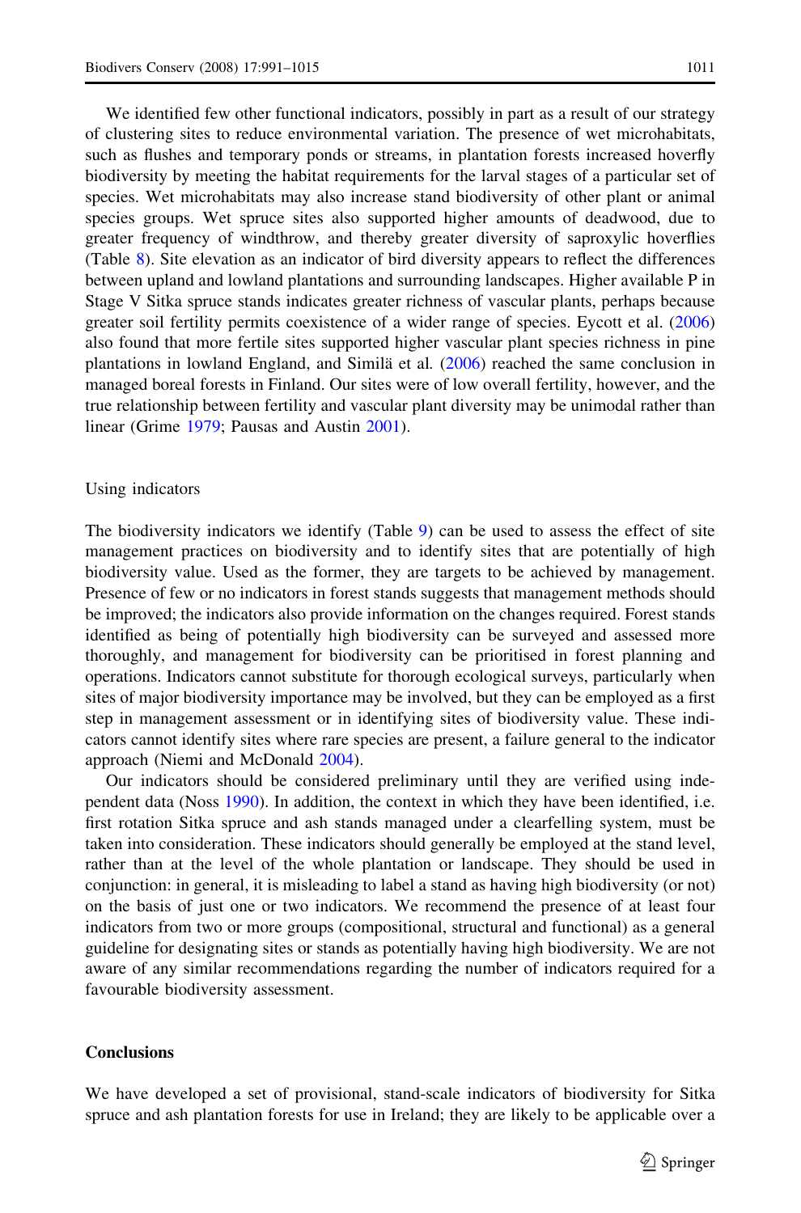We identified few other functional indicators, possibly in part as a result of our strategy of clustering sites to reduce environmental variation. The presence of wet microhabitats, such as flushes and temporary ponds or streams, in plantation forests increased hoverfly biodiversity by meeting the habitat requirements for the larval stages of a particular set of species. Wet microhabitats may also increase stand biodiversity of other plant or animal species groups. Wet spruce sites also supported higher amounts of deadwood, due to greater frequency of windthrow, and thereby greater diversity of saproxylic hoverflies (Table 8). Site elevation as an indicator of bird diversity appears to reflect the differences between upland and lowland plantations and surrounding landscapes. Higher available P in Stage V Sitka spruce stands indicates greater richness of vascular plants, perhaps because greater soil fertility permits coexistence of a wider range of species. Eycott et al. (2006) also found that more fertile sites supported higher vascular plant species richness in pine plantations in lowland England, and Similä et al. (2006) reached the same conclusion in managed boreal forests in Finland. Our sites were of low overall fertility, however, and the true relationship between fertility and vascular plant diversity may be unimodal rather than linear (Grime 1979; Pausas and Austin 2001).

### Using indicators

The biodiversity indicators we identify (Table 9) can be used to assess the effect of site management practices on biodiversity and to identify sites that are potentially of high biodiversity value. Used as the former, they are targets to be achieved by management. Presence of few or no indicators in forest stands suggests that management methods should be improved; the indicators also provide information on the changes required. Forest stands identified as being of potentially high biodiversity can be surveyed and assessed more thoroughly, and management for biodiversity can be prioritised in forest planning and operations. Indicators cannot substitute for thorough ecological surveys, particularly when sites of major biodiversity importance may be involved, but they can be employed as a first step in management assessment or in identifying sites of biodiversity value. These indicators cannot identify sites where rare species are present, a failure general to the indicator approach (Niemi and McDonald 2004).

Our indicators should be considered preliminary until they are verified using independent data (Noss 1990). In addition, the context in which they have been identified, i.e. first rotation Sitka spruce and ash stands managed under a clearfelling system, must be taken into consideration. These indicators should generally be employed at the stand level, rather than at the level of the whole plantation or landscape. They should be used in conjunction: in general, it is misleading to label a stand as having high biodiversity (or not) on the basis of just one or two indicators. We recommend the presence of at least four indicators from two or more groups (compositional, structural and functional) as a general guideline for designating sites or stands as potentially having high biodiversity. We are not aware of any similar recommendations regarding the number of indicators required for a favourable biodiversity assessment.

## Conclusions

We have developed a set of provisional, stand-scale indicators of biodiversity for Sitka spruce and ash plantation forests for use in Ireland; they are likely to be applicable over a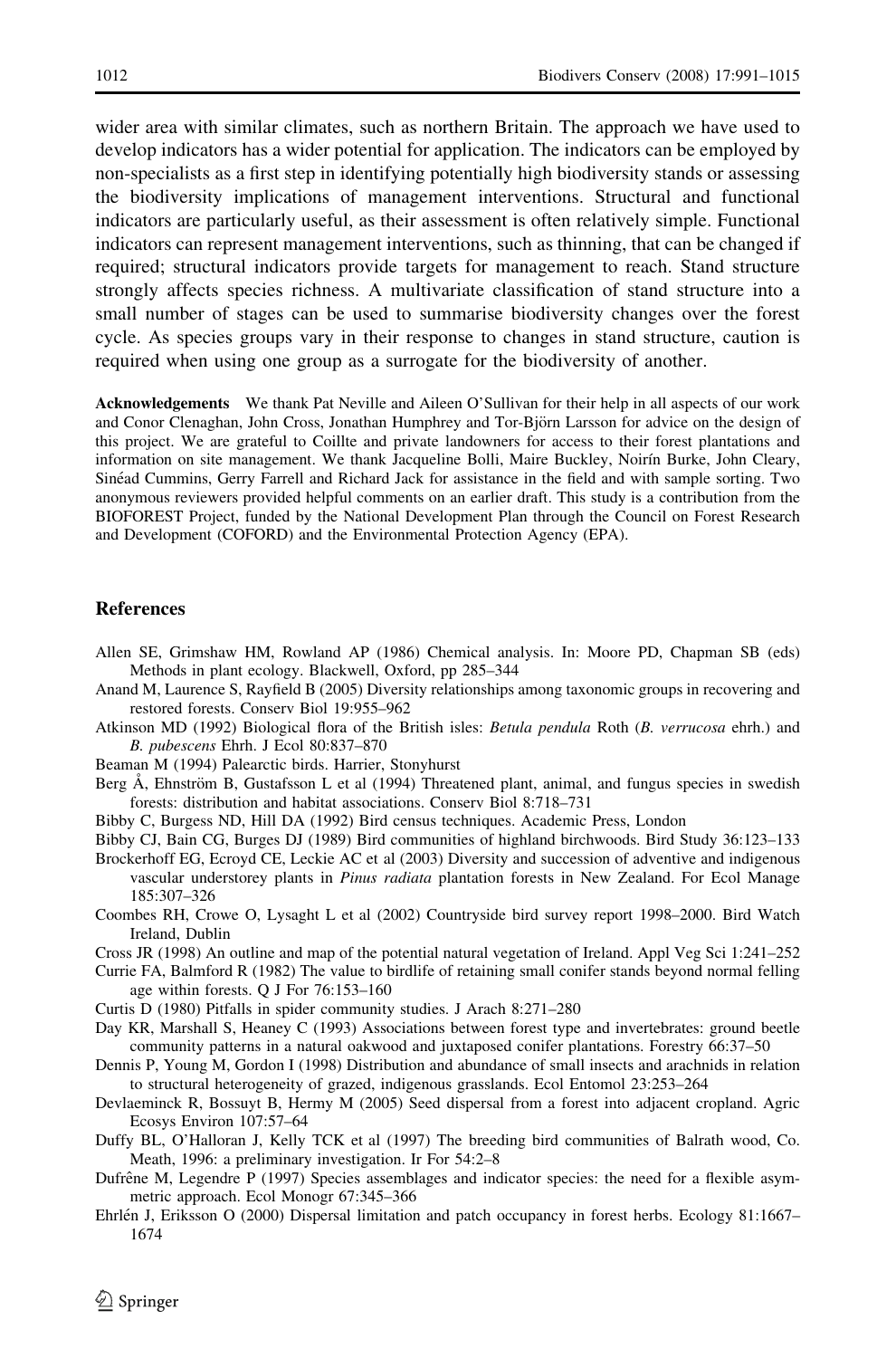wider area with similar climates, such as northern Britain. The approach we have used to develop indicators has a wider potential for application. The indicators can be employed by non-specialists as a first step in identifying potentially high biodiversity stands or assessing the biodiversity implications of management interventions. Structural and functional indicators are particularly useful, as their assessment is often relatively simple. Functional indicators can represent management interventions, such as thinning, that can be changed if required; structural indicators provide targets for management to reach. Stand structure strongly affects species richness. A multivariate classification of stand structure into a small number of stages can be used to summarise biodiversity changes over the forest cycle. As species groups vary in their response to changes in stand structure, caution is required when using one group as a surrogate for the biodiversity of another.

**Acknowledgements** We thank Pat Neville and Aileen O'Sullivan for their help in all aspects of our work and Conor Clenaghan, John Cross, Jonathan Humphrey and Tor-Björn Larsson for advice on the design of this project. We are grateful to Coillte and private landowners for access to their forest plantations and information on site management. We thank Jacqueline Bolli, Maire Buckley, Noirín Burke, John Cleary, Sinéad Cummins, Gerry Farrell and Richard Jack for assistance in the field and with sample sorting. Two anonymous reviewers provided helpful comments on an earlier draft. This study is a contribution from the BIOFOREST Project, funded by the National Development Plan through the Council on Forest Research and Development (COFORD) and the Environmental Protection Agency (EPA).

## References

Allen SE, Grimshaw HM, Rowland AP (1986) Chemical analysis. In: Moore PD, Chapman SB (eds) Methods in plant ecology. Blackwell, Oxford, pp 285–344

Anand M, Laurence S, Rayfield B (2005) Diversity relationships among taxonomic groups in recovering and restored forests. Conserv Biol 19:955–962

Atkinson MD (1992) Biological flora of the British isles: *Betula pendula* Roth (*B. verrucosa* ehrh.) and *B. pubescens* Ehrh. J Ecol 80:837–870

Beaman M (1994) Palearctic birds. Harrier, Stonyhurst

Berg Å, Ehnström B, Gustafsson L et al (1994) Threatened plant, animal, and fungus species in swedish forests: distribution and habitat associations. Conserv Biol 8:718–731

Bibby C, Burgess ND, Hill DA (1992) Bird census techniques. Academic Press, London

Bibby CJ, Bain CG, Burges DJ (1989) Bird communities of highland birchwoods. Bird Study 36:123–133

Brockerhoff EG, Ecroyd CE, Leckie AC et al (2003) Diversity and succession of adventive and indigenous vascular understorey plants in *Pinus radiata* plantation forests in New Zealand. For Ecol Manage 185:307–326

Coombes RH, Crowe O, Lysaght L et al (2002) Countryside bird survey report 1998–2000. Bird Watch Ireland, Dublin

Cross JR (1998) An outline and map of the potential natural vegetation of Ireland. Appl Veg Sci 1:241–252

Currie FA, Balmford R (1982) The value to birdlife of retaining small conifer stands beyond normal felling age within forests. Q J For 76:153–160

Curtis D (1980) Pitfalls in spider community studies. J Arach 8:271–280

Day KR, Marshall S, Heaney C (1993) Associations between forest type and invertebrates: ground beetle community patterns in a natural oakwood and juxtaposed conifer plantations. Forestry 66:37–50

Dennis P, Young M, Gordon I (1998) Distribution and abundance of small insects and arachnids in relation to structural heterogeneity of grazed, indigenous grasslands. Ecol Entomol 23:253–264

Devlaeminck R, Bossuyt B, Hermy M (2005) Seed dispersal from a forest into adjacent cropland. Agric Ecosys Environ 107:57–64

Duffy BL, O'Halloran J, Kelly TCK et al (1997) The breeding bird communities of Balrath wood, Co. Meath, 1996: a preliminary investigation. Ir For 54:2–8

Dufrêne M, Legendre P (1997) Species assemblages and indicator species: the need for a flexible asymmetric approach. Ecol Monogr 67:345–366

Ehrlén J, Eriksson O (2000) Dispersal limitation and patch occupancy in forest herbs. Ecology 81:1667–1674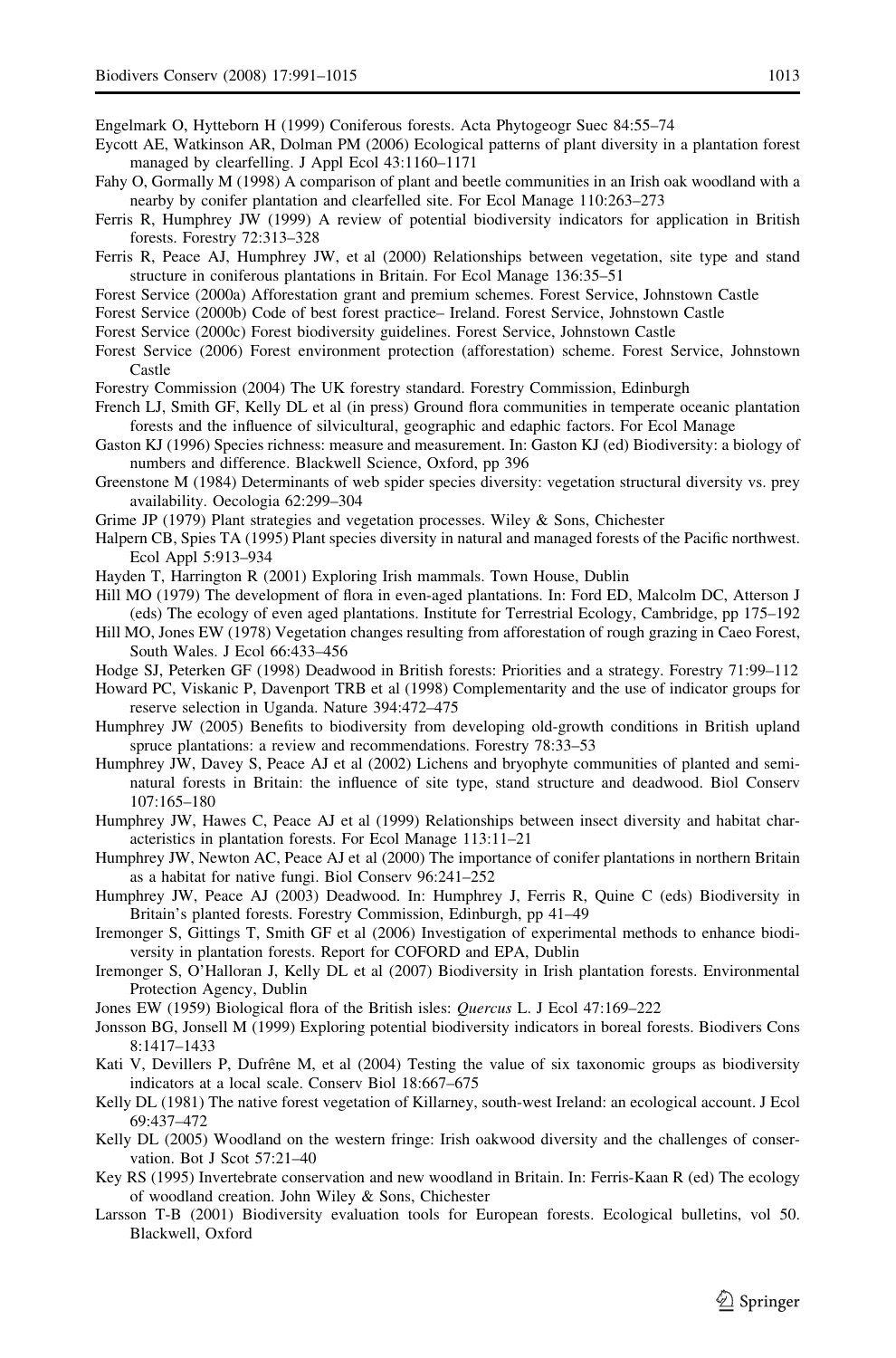Engelmark O, Hytteborn H (1999) Coniferous forests. Acta Phytogeogr Suec 84:55–74

Eycott AE, Watkinson AR, Dolman PM (2006) Ecological patterns of plant diversity in a plantation forest managed by clearfelling. J Appl Ecol 43:1160–1171

Fahy O, Gormally M (1998) A comparison of plant and beetle communities in an Irish oak woodland with a nearby by conifer plantation and clearfelled site. For Ecol Manage 110:263–273

Ferris R, Humphrey JW (1999) A review of potential biodiversity indicators for application in British forests. Forestry 72:313–328

Ferris R, Peace AJ, Humphrey JW, et al (2000) Relationships between vegetation, site type and stand structure in coniferous plantations in Britain. For Ecol Manage 136:35–51

Forest Service (2000a) Afforestation grant and premium schemes. Forest Service, Johnstown Castle

Forest Service (2000b) Code of best forest practice– Ireland. Forest Service, Johnstown Castle

Forest Service (2000c) Forest biodiversity guidelines. Forest Service, Johnstown Castle

Forest Service (2006) Forest environment protection (afforestation) scheme. Forest Service, Johnstown Castle

Forestry Commission (2004) The UK forestry standard. Forestry Commission, Edinburgh

French LJ, Smith GF, Kelly DL et al (in press) Ground flora communities in temperate oceanic plantation forests and the influence of silvicultural, geographic and edaphic factors. For Ecol Manage

Gaston KJ (1996) Species richness: measure and measurement. In: Gaston KJ (ed) Biodiversity: a biology of numbers and difference. Blackwell Science, Oxford, pp 396

Greenstone M (1984) Determinants of web spider species diversity: vegetation structural diversity vs. prey availability. Oecologia 62:299–304

Grime JP (1979) Plant strategies and vegetation processes. Wiley & Sons, Chichester

Halpern CB, Spies TA (1995) Plant species diversity in natural and managed forests of the Pacific northwest. Ecol Appl 5:913–934

Hayden T, Harrington R (2001) Exploring Irish mammals. Town House, Dublin

Hill MO (1979) The development of flora in even-aged plantations. In: Ford ED, Malcolm DC, Atterson J (eds) The ecology of even aged plantations. Institute for Terrestrial Ecology, Cambridge, pp 175–192

Hill MO, Jones EW (1978) Vegetation changes resulting from afforestation of rough grazing in Caeo Forest, South Wales. J Ecol 66:433–456

Hodge SJ, Peterken GF (1998) Deadwood in British forests: Priorities and a strategy. Forestry 71:99–112

Howard PC, Viskanic P, Davenport TRB et al (1998) Complementarity and the use of indicator groups for reserve selection in Uganda. Nature 394:472–475

Humphrey JW (2005) Benefits to biodiversity from developing old-growth conditions in British upland spruce plantations: a review and recommendations. Forestry 78:33–53

Humphrey JW, Davey S, Peace AJ et al (2002) Lichens and bryophyte communities of planted and semi-natural forests in Britain: the influence of site type, stand structure and deadwood. Biol Conserv 107:165–180

Humphrey JW, Hawes C, Peace AJ et al (1999) Relationships between insect diversity and habitat characteristics in plantation forests. For Ecol Manage 113:11–21

Humphrey JW, Newton AC, Peace AJ et al (2000) The importance of conifer plantations in northern Britain as a habitat for native fungi. Biol Conserv 96:241–252

Humphrey JW, Peace AJ (2003) Deadwood. In: Humphrey J, Ferris R, Quine C (eds) Biodiversity in Britain's planted forests. Forestry Commission, Edinburgh, pp 41–49

Iremonger S, Gittings T, Smith GF et al (2006) Investigation of experimental methods to enhance biodiversity in plantation forests. Report for COFORD and EPA, Dublin

Iremonger S, O'Halloran J, Kelly DL et al (2007) Biodiversity in Irish plantation forests. Environmental Protection Agency, Dublin

Jones EW (1959) Biological flora of the British isles: *Quercus* L. J Ecol 47:169–222

Jonsson BG, Jonsell M (1999) Exploring potential biodiversity indicators in boreal forests. Biodivers Cons 8:1417–1433

Kati V, Devillers P, Dufrêne M, et al (2004) Testing the value of six taxonomic groups as biodiversity indicators at a local scale. Conserv Biol 18:667–675

Kelly DL (1981) The native forest vegetation of Killarney, south-west Ireland: an ecological account. J Ecol 69:437–472

Kelly DL (2005) Woodland on the western fringe: Irish oakwood diversity and the challenges of conservation. Bot J Scot 57:21–40

Key RS (1995) Invertebrate conservation and new woodland in Britain. In: Ferris-Kaan R (ed) The ecology of woodland creation. John Wiley & Sons, Chichester

Larsson T-B (2001) Biodiversity evaluation tools for European forests. Ecological bulletins, vol 50. Blackwell, Oxford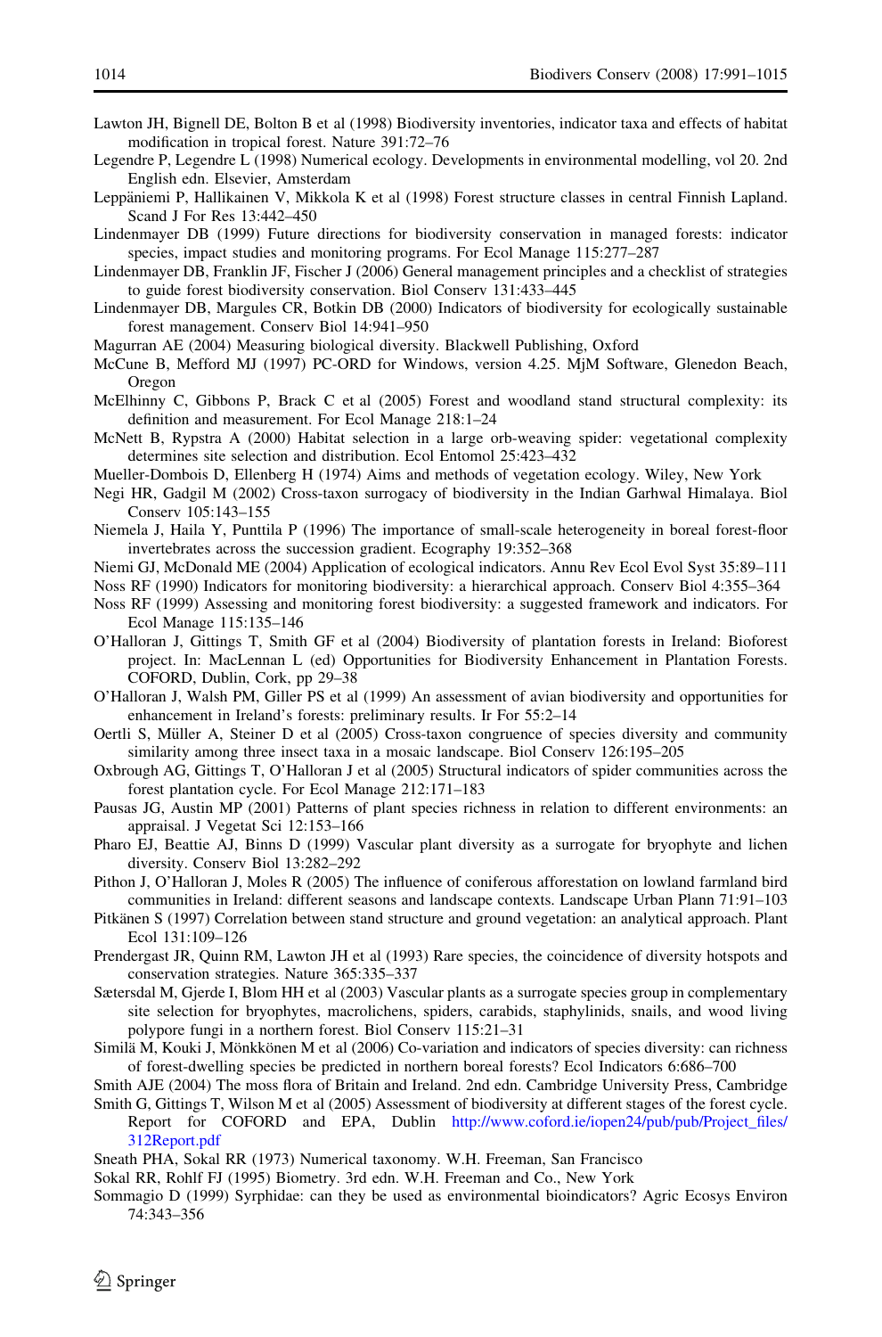Lawton JH, Bignell DE, Bolton B et al (1998) Biodiversity inventories, indicator taxa and effects of habitat modification in tropical forest. Nature 391:72–76

Legendre P, Legendre L (1998) Numerical ecology. Developments in environmental modelling, vol 20. 2nd English edn. Elsevier, Amsterdam

Leppäniemi P, Hallikainen V, Mikkola K et al (1998) Forest structure classes in central Finnish Lapland. Scand J For Res 13:442–450

Lindenmayer DB (1999) Future directions for biodiversity conservation in managed forests: indicator species, impact studies and monitoring programs. For Ecol Manage 115:277–287

Lindenmayer DB, Franklin JF, Fischer J (2006) General management principles and a checklist of strategies to guide forest biodiversity conservation. Biol Conserv 131:433–445

Lindenmayer DB, Margules CR, Botkin DB (2000) Indicators of biodiversity for ecologically sustainable forest management. Conserv Biol 14:941–950

Magurran AE (2004) Measuring biological diversity. Blackwell Publishing, Oxford

McCune B, Mefford MJ (1997) PC-ORD for Windows, version 4.25. MjM Software, Glenedon Beach, Oregon

McElhinny C, Gibbons P, Brack C et al (2005) Forest and woodland stand structural complexity: its definition and measurement. For Ecol Manage 218:1–24

McNett B, Rypstra A (2000) Habitat selection in a large orb-weaving spider: vegetational complexity determines site selection and distribution. Ecol Entomol 25:423–432

Mueller-Dombois D, Ellenberg H (1974) Aims and methods of vegetation ecology. Wiley, New York

Negi HR, Gadgil M (2002) Cross-taxon surrogacy of biodiversity in the Indian Garhwal Himalaya. Biol Conserv 105:143–155

Niemela J, Haila Y, Punttila P (1996) The importance of small-scale heterogeneity in boreal forest-floor invertebrates across the succession gradient. Ecography 19:352–368

Niemi GJ, McDonald ME (2004) Application of ecological indicators. Annu Rev Ecol Evol Syst 35:89–111

Noss RF (1990) Indicators for monitoring biodiversity: a hierarchical approach. Conserv Biol 4:355–364

Noss RF (1999) Assessing and monitoring forest biodiversity: a suggested framework and indicators. For Ecol Manage 115:135–146

O'Halloran J, Gittings T, Smith GF et al (2004) Biodiversity of plantation forests in Ireland: Bioforest project. In: MacLennan L (ed) Opportunities for Biodiversity Enhancement in Plantation Forests. COFORD, Dublin, Cork, pp 29–38

O'Halloran J, Walsh PM, Giller PS et al (1999) An assessment of avian biodiversity and opportunities for enhancement in Ireland's forests: preliminary results. Ir For 55:2–14

Oertli S, Müller A, Steiner D et al (2005) Cross-taxon congruence of species diversity and community similarity among three insect taxa in a mosaic landscape. Biol Conserv 126:195–205

Oxbrough AG, Gittings T, O'Halloran J et al (2005) Structural indicators of spider communities across the forest plantation cycle. For Ecol Manage 212:171–183

Pausas JG, Austin MP (2001) Patterns of plant species richness in relation to different environments: an appraisal. J Vegetat Sci 12:153–166

Pharo EJ, Beattie AJ, Binns D (1999) Vascular plant diversity as a surrogate for bryophyte and lichen diversity. Conserv Biol 13:282–292

Pithon J, O'Halloran J, Moles R (2005) The influence of coniferous afforestation on lowland farmland bird communities in Ireland: different seasons and landscape contexts. Landscape Urban Plann 71:91–103

Pitkänen S (1997) Correlation between stand structure and ground vegetation: an analytical approach. Plant Ecol 131:109–126

Prendergast JR, Quinn RM, Lawton JH et al (1993) Rare species, the coincidence of diversity hotspots and conservation strategies. Nature 365:335–337

Sætersdal M, Gjerde I, Blom HH et al (2003) Vascular plants as a surrogate species group in complementary site selection for bryophytes, macrolichens, spiders, carabids, staphylinids, snails, and wood living polypore fungi in a northern forest. Biol Conserv 115:21–31

Similä M, Kouki J, Mönkkönen M et al (2006) Co-variation and indicators of species diversity: can richness of forest-dwelling species be predicted in northern boreal forests? Ecol Indicators 6:686–700

Smith AJE (2004) The moss flora of Britain and Ireland. 2nd edn. Cambridge University Press, Cambridge

Smith G, Gittings T, Wilson M et al (2005) Assessment of biodiversity at different stages of the forest cycle. Report for COFORD and EPA, Dublin http://www.coford.ie/iopen24/pub/pub/Project_files/312Report.pdf

Sneath PHA, Sokal RR (1973) Numerical taxonomy. W.H. Freeman, San Francisco

Sokal RR, Rohlf FJ (1995) Biometry. 3rd edn. W.H. Freeman and Co., New York

Sommagio D (1999) Syrphidae: can they be used as environmental bioindicators? Agric Ecosys Environ 74:343–356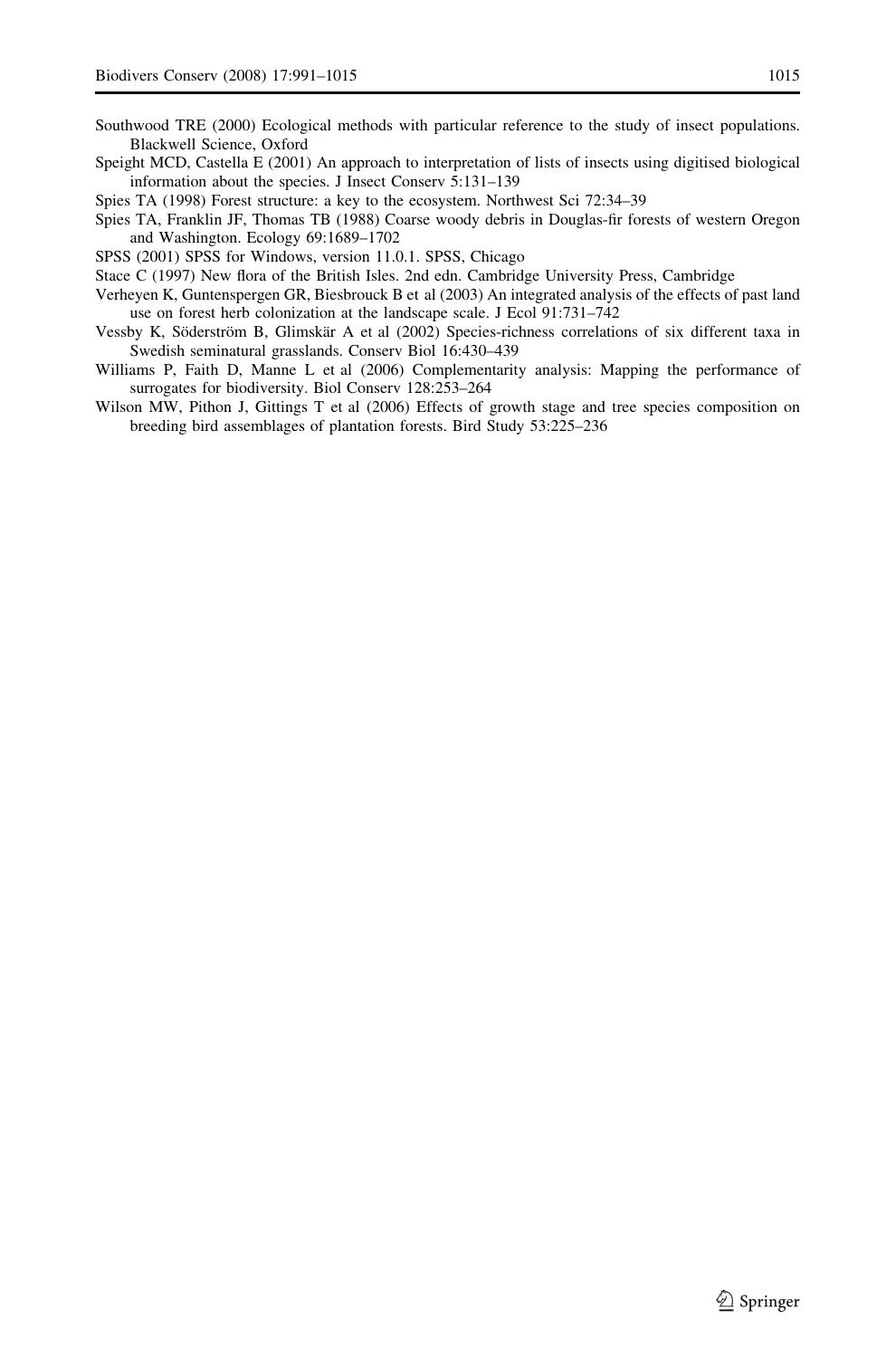Southwood TRE (2000) Ecological methods with particular reference to the study of insect populations. Blackwell Science, Oxford

Speight MCD, Castella E (2001) An approach to interpretation of lists of insects using digitised biological information about the species. J Insect Conserv 5:131–139

Spies TA (1998) Forest structure: a key to the ecosystem. Northwest Sci 72:34–39

Spies TA, Franklin JF, Thomas TB (1988) Coarse woody debris in Douglas-fir forests of western Oregon and Washington. Ecology 69:1689–1702

SPSS (2001) SPSS for Windows, version 11.0.1. SPSS, Chicago

Stace C (1997) New flora of the British Isles. 2nd edn. Cambridge University Press, Cambridge

Verheyen K, Guntenspergen GR, Biesbrouck B et al (2003) An integrated analysis of the effects of past land use on forest herb colonization at the landscape scale. J Ecol 91:731–742

Vessby K, Söderström B, Glimskär A et al (2002) Species-richness correlations of six different taxa in Swedish seminatural grasslands. Conserv Biol 16:430–439

Williams P, Faith D, Manne L et al (2006) Complementarity analysis: Mapping the performance of surrogates for biodiversity. Biol Conserv 128:253–264

Wilson MW, Pithon J, Gittings T et al (2006) Effects of growth stage and tree species composition on breeding bird assemblages of plantation forests. Bird Study 53:225–236